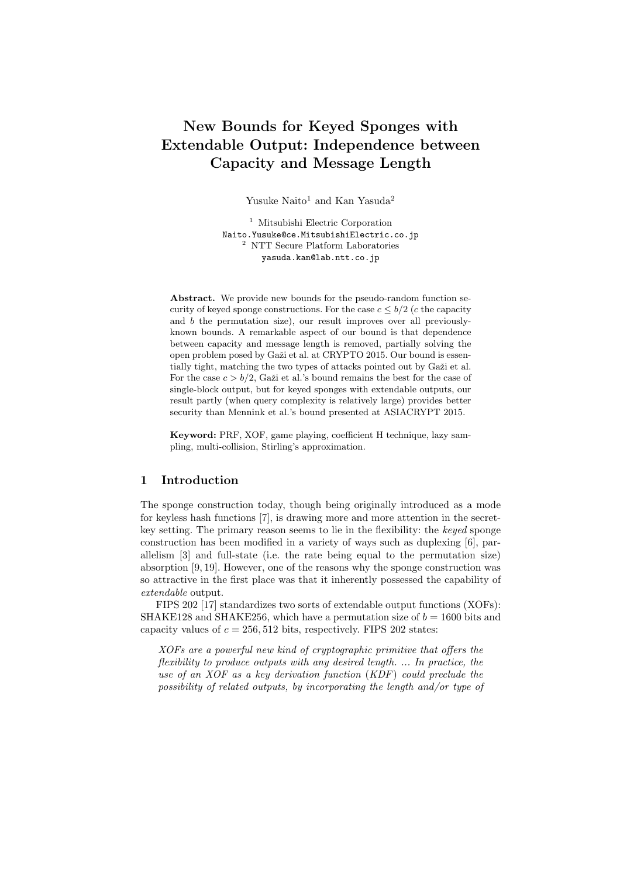# New Bounds for Keyed Sponges with Extendable Output: Independence between Capacity and Message Length

Yusuke Naito[1] and Kan Yasuda[2]

[1] Mitsubishi Electric Corporation
Naito.Yusuke@ce.MitsubishiElectric.co.jp
[2] NTT Secure Platform Laboratories
yasuda.kan@lab.ntt.co.jp

**Abstract.** We provide new bounds for the pseudo-random function security of keyed sponge constructions. For the case $c \leq b/2$ ($c$ the capacity and $b$ the permutation size), our result improves over all previously-known bounds. A remarkable aspect of our bound is that dependence between capacity and message length is removed, partially solving the open problem posed by Gaži et al. at CRYPTO 2015. Our bound is essentially tight, matching the two types of attacks pointed out by Gaži et al. For the case $c > b/2$, Gaži et al.'s bound remains the best for the case of single-block output, but for keyed sponges with extendable outputs, our result partly (when query complexity is relatively large) provides better security than Mennink et al.'s bound presented at ASIACRYPT 2015.

**Keyword:** PRF, XOF, game playing, coefficient H technique, lazy sampling, multi-collision, Stirling's approximation.

## 1 Introduction

The sponge construction today, though being originally introduced as a mode for keyless hash functions [7], is drawing more and more attention in the secret-key setting. The primary reason seems to lie in the flexibility: the *keyed* sponge construction has been modified in a variety of ways such as duplexing [6], parallelism [3] and full-state (i.e. the rate being equal to the permutation size) absorption [9, 19]. However, one of the reasons why the sponge construction was so attractive in the first place was that it inherently possessed the capability of *extendable* output.

FIPS 202 [17] standardizes two sorts of extendable output functions (XOFs): SHAKE128 and SHAKE256, which have a permutation size of $b = 1600$ bits and capacity values of $c = 256, 512$ bits, respectively. FIPS 202 states:

> *XOFs are a powerful new kind of cryptographic primitive that offers the flexibility to produce outputs with any desired length. ... In practice, the use of an XOF as a key derivation function (KDF) could preclude the possibility of related outputs, by incorporating the length and/or type of*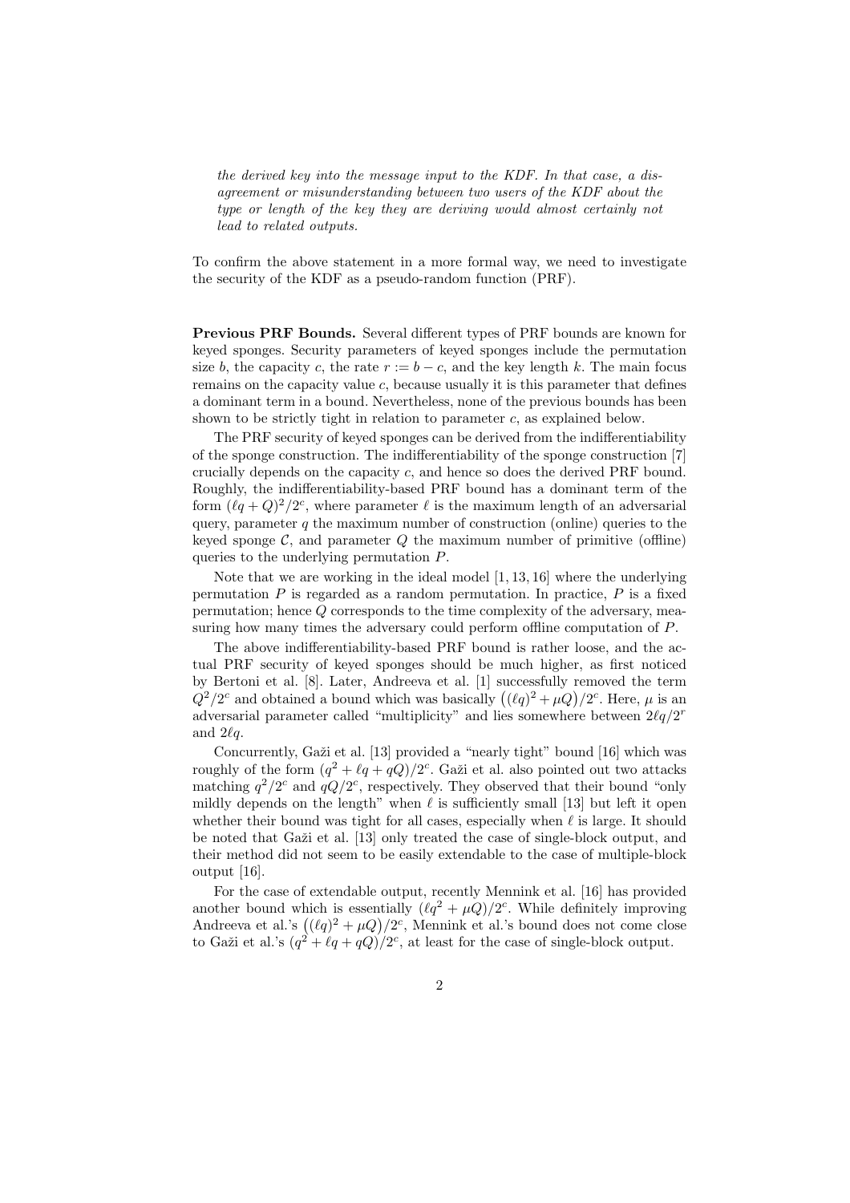*the derived key into the message input to the KDF. In that case, a disagreement or misunderstanding between two users of the KDF about the type or length of the key they are deriving would almost certainly not lead to related outputs.*

To confirm the above statement in a more formal way, we need to investigate the security of the KDF as a pseudo-random function (PRF).

**Previous PRF Bounds.** Several different types of PRF bounds are known for keyed sponges. Security parameters of keyed sponges include the permutation size $b$, the capacity $c$, the rate $r := b - c$, and the key length $k$. The main focus remains on the capacity value $c$, because usually it is this parameter that defines a dominant term in a bound. Nevertheless, none of the previous bounds has been shown to be strictly tight in relation to parameter $c$, as explained below.

The PRF security of keyed sponges can be derived from the indifferentiability of the sponge construction. The indifferentiability of the sponge construction [7] crucially depends on the capacity $c$, and hence so does the derived PRF bound. Roughly, the indifferentiability-based PRF bound has a dominant term of the form $(\ell q + Q)^2/2^c$, where parameter $\ell$ is the maximum length of an adversarial query, parameter $q$ the maximum number of construction (online) queries to the keyed sponge $\mathcal{C}$, and parameter $Q$ the maximum number of primitive (offline) queries to the underlying permutation $P$.

Note that we are working in the ideal model [1, 13, 16] where the underlying permutation $P$ is regarded as a random permutation. In practice, $P$ is a fixed permutation; hence $Q$ corresponds to the time complexity of the adversary, measuring how many times the adversary could perform offline computation of $P$.

The above indifferentiability-based PRF bound is rather loose, and the actual PRF security of keyed sponges should be much higher, as first noticed by Bertoni et al. [8]. Later, Andreeva et al. [1] successfully removed the term $Q^2/2^c$ and obtained a bound which was basically $\left((\ell q)^2 + \mu Q\right)/2^c$. Here, $\mu$ is an adversarial parameter called "multiplicity" and lies somewhere between $2\ell q/2^r$ and $2\ell q$.

Concurrently, Gaži et al. [13] provided a "nearly tight" bound [16] which was roughly of the form $(q^2 + \ell q + qQ)/2^c$. Gaži et al. also pointed out two attacks matching $q^2/2^c$ and $qQ/2^c$, respectively. They observed that their bound "only mildly depends on the length" when $\ell$ is sufficiently small [13] but left it open whether their bound was tight for all cases, especially when $\ell$ is large. It should be noted that Gaži et al. [13] only treated the case of single-block output, and their method did not seem to be easily extendable to the case of multiple-block output [16].

For the case of extendable output, recently Mennink et al. [16] has provided another bound which is essentially $(\ell q^2 + \mu Q)/2^c$. While definitely improving Andreeva et al.'s $\left((\ell q)^2 + \mu Q\right)/2^c$, Mennink et al.'s bound does not come close to Gaži et al.'s $(q^2 + \ell q + qQ)/2^c$, at least for the case of single-block output.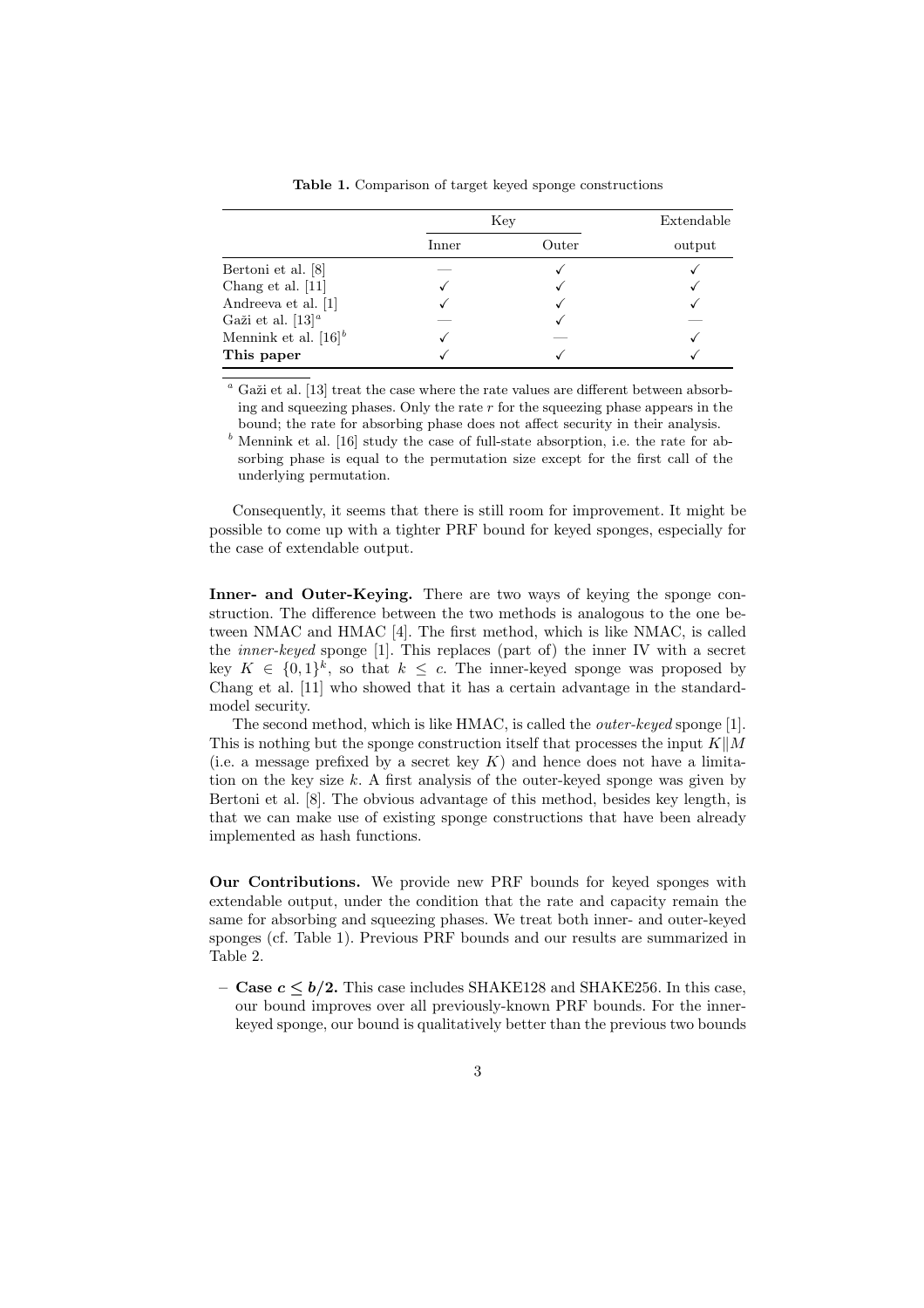**Table 1.** Comparison of target keyed sponge constructions

| | Key | | Extendable |
|---|---|---|---|
| | Inner | Outer | output |
| Bertoni et al. [8] | — | ✓ | ✓ |
| Chang et al. [11] | ✓ | ✓ | ✓ |
| Andreeva et al. [1] | ✓ | ✓ | ✓ |
| Gaži et al. [13][a] | — | ✓ | — |
| Mennink et al. [16][b] | ✓ | — | ✓ |
| **This paper** | ✓ | ✓ | ✓ |

[a] Gaži et al. [13] treat the case where the rate values are different between absorbing and squeezing phases. Only the rate $r$ for the squeezing phase appears in the bound; the rate for absorbing phase does not affect security in their analysis.

[b] Mennink et al. [16] study the case of full-state absorption, i.e. the rate for absorbing phase is equal to the permutation size except for the first call of the underlying permutation.

Consequently, it seems that there is still room for improvement. It might be possible to come up with a tighter PRF bound for keyed sponges, especially for the case of extendable output.

**Inner- and Outer-Keying.** There are two ways of keying the sponge construction. The difference between the two methods is analogous to the one between NMAC and HMAC [4]. The first method, which is like NMAC, is called the *inner-keyed* sponge [1]. This replaces (part of) the inner IV with a secret key $K \in \{0,1\}^k$, so that $k \leq c$. The inner-keyed sponge was proposed by Chang et al. [11] who showed that it has a certain advantage in the standard-model security.

The second method, which is like HMAC, is called the *outer-keyed* sponge [1]. This is nothing but the sponge construction itself that processes the input $K \| M$ (i.e. a message prefixed by a secret key $K$) and hence does not have a limitation on the key size $k$. A first analysis of the outer-keyed sponge was given by Bertoni et al. [8]. The obvious advantage of this method, besides key length, is that we can make use of existing sponge constructions that have been already implemented as hash functions.

**Our Contributions.** We provide new PRF bounds for keyed sponges with extendable output, under the condition that the rate and capacity remain the same for absorbing and squeezing phases. We treat both inner- and outer-keyed sponges (cf. Table 1). Previous PRF bounds and our results are summarized in Table 2.

- **Case $c \leq b/2$.** This case includes SHAKE128 and SHAKE256. In this case, our bound improves over all previously-known PRF bounds. For the inner-keyed sponge, our bound is qualitatively better than the previous two bounds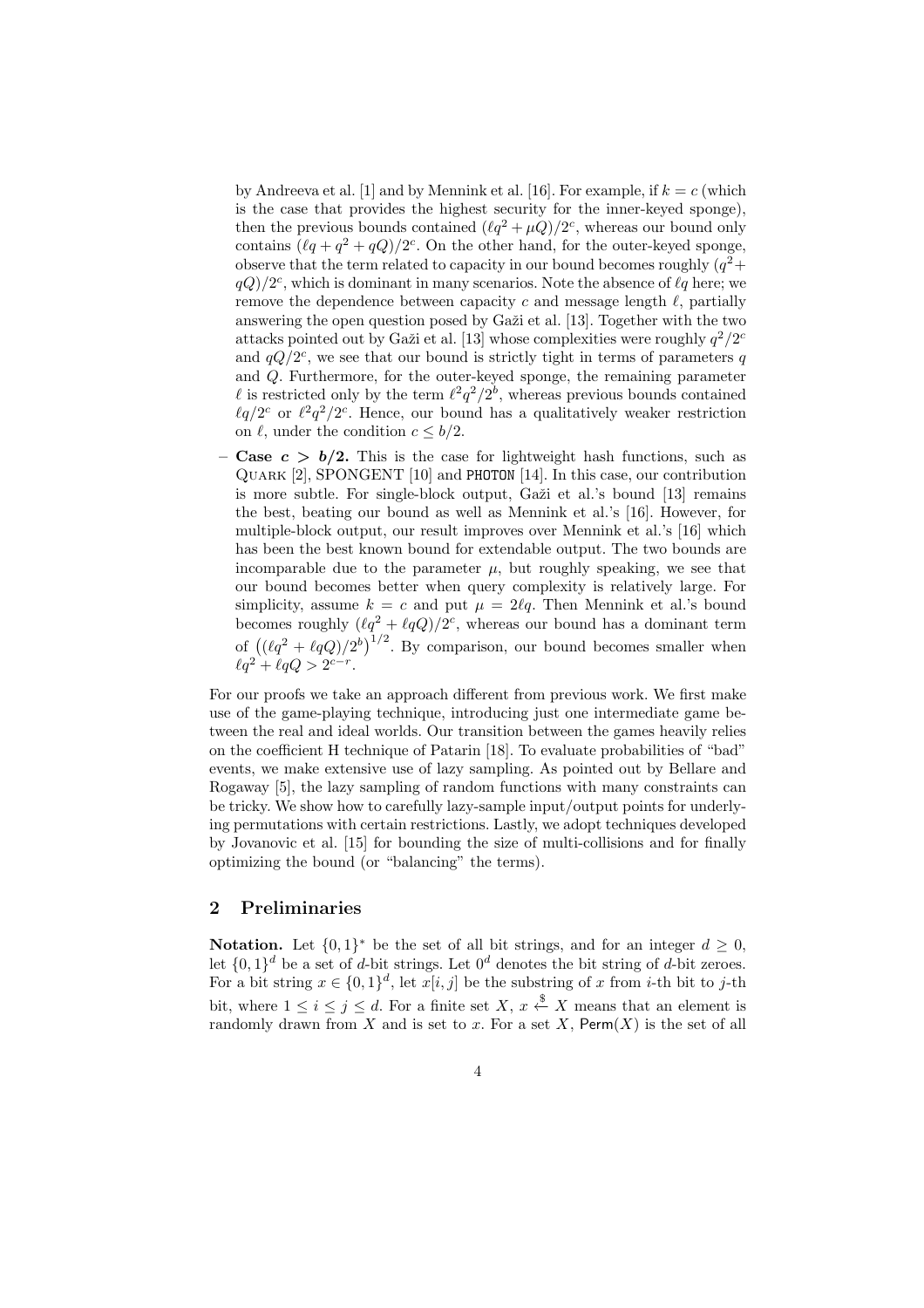by Andreeva et al. [1] and by Mennink et al. [16]. For example, if $k = c$ (which is the case that provides the highest security for the inner-keyed sponge), then the previous bounds contained $(\ell q^2 + \mu Q)/2^c$, whereas our bound only contains $(\ell q + q^2 + qQ)/2^c$. On the other hand, for the outer-keyed sponge, observe that the term related to capacity in our bound becomes roughly $(q^2 + qQ)/2^c$, which is dominant in many scenarios. Note the absence of $\ell q$ here; we remove the dependence between capacity $c$ and message length $\ell$, partially answering the open question posed by Gaži et al. [13]. Together with the two attacks pointed out by Gaži et al. [13] whose complexities were roughly $q^2/2^c$ and $qQ/2^c$, we see that our bound is strictly tight in terms of parameters $q$ and $Q$. Furthermore, for the outer-keyed sponge, the remaining parameter $\ell$ is restricted only by the term $\ell^2 q^2/2^b$, whereas previous bounds contained $\ell q/2^c$ or $\ell^2 q^2/2^c$. Hence, our bound has a qualitatively weaker restriction on $\ell$, under the condition $c \leq b/2$.

- **Case $c > b/2$.** This is the case for lightweight hash functions, such as Quark [2], SPONGENT [10] and PHOTON [14]. In this case, our contribution is more subtle. For single-block output, Gaži et al.'s bound [13] remains the best, beating our bound as well as Mennink et al.'s [16]. However, for multiple-block output, our result improves over Mennink et al.'s [16] which has been the best known bound for extendable output. The two bounds are incomparable due to the parameter $\mu$, but roughly speaking, we see that our bound becomes better when query complexity is relatively large. For simplicity, assume $k = c$ and put $\mu = 2\ell q$. Then Mennink et al.'s bound becomes roughly $(\ell q^2 + \ell q Q)/2^c$, whereas our bound has a dominant term of $\left((\ell q^2 + \ell q Q)/2^b\right)^{1/2}$. By comparison, our bound becomes smaller when $\ell q^2 + \ell q Q > 2^{c-r}$.

For our proofs we take an approach different from previous work. We first make use of the game-playing technique, introducing just one intermediate game between the real and ideal worlds. Our transition between the games heavily relies on the coefficient H technique of Patarin [18]. To evaluate probabilities of "bad" events, we make extensive use of lazy sampling. As pointed out by Bellare and Rogaway [5], the lazy sampling of random functions with many constraints can be tricky. We show how to carefully lazy-sample input/output points for underlying permutations with certain restrictions. Lastly, we adopt techniques developed by Jovanovic et al. [15] for bounding the size of multi-collisions and for finally optimizing the bound (or "balancing" the terms).

## 2 Preliminaries

**Notation.** Let $\{0,1\}^*$ be the set of all bit strings, and for an integer $d \geq 0$, let $\{0,1\}^d$ be a set of $d$-bit strings. Let $0^d$ denotes the bit string of $d$-bit zeroes. For a bit string $x \in \{0,1\}^d$, let $x[i,j]$ be the substring of $x$ from $i$-th bit to $j$-th bit, where $1 \leq i \leq j \leq d$. For a finite set $X$, $x \xleftarrow{\$} X$ means that an element is randomly drawn from $X$ and is set to $x$. For a set $X$, $\mathsf{Perm}(X)$ is the set of all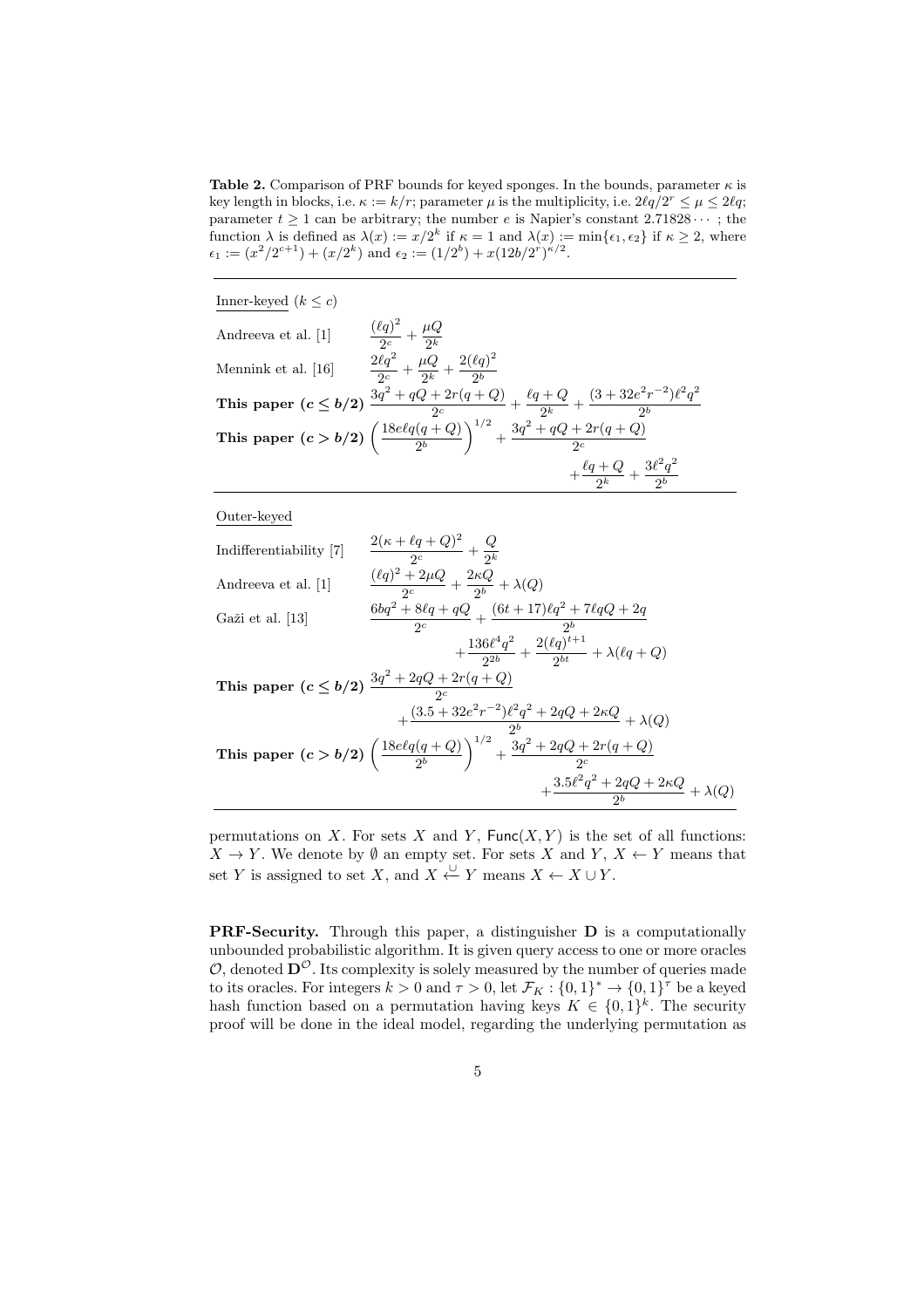**Table 2.** Comparison of PRF bounds for keyed sponges. In the bounds, parameter $\kappa$ is key length in blocks, i.e. $\kappa := k/r$; parameter $\mu$ is the multiplicity, i.e. $2\ell q/2^r \le \mu \le 2\ell q$; parameter $t \ge 1$ can be arbitrary; the number $e$ is Napier's constant $2.71828\cdots$ ; the function $\lambda$ is defined as $\lambda(x) := x/2^k$ if $\kappa = 1$ and $\lambda(x) := \min\{\epsilon_1, \epsilon_2\}$ if $\kappa \ge 2$, where $\epsilon_1 := (x^2/2^{c+1}) + (x/2^k)$ and $\epsilon_2 := (1/2^b) + x(12b/2^r)^{\kappa/2}$.

| | |
|---|---|
| Inner-keyed ($k \le c$) | |
| Andreeva et al. [1] | $\dfrac{(\ell q)^2}{2^c} + \dfrac{\mu Q}{2^k}$ |
| Mennink et al. [16] | $\dfrac{2\ell q^2}{2^c} + \dfrac{\mu Q}{2^k} + \dfrac{2(\ell q)^2}{2^b}$ |
| **This paper ($c \le b/2$)** | $\dfrac{3q^2 + qQ + 2r(q+Q)}{2^c} + \dfrac{\ell q + Q}{2^k} + \dfrac{(3 + 32e^2 r^{-2})\ell^2 q^2}{2^b}$ |
| **This paper ($c > b/2$)** | $\left(\dfrac{18e\ell q(q+Q)}{2^b}\right)^{1/2} + \dfrac{3q^2 + qQ + 2r(q+Q)}{2^c} + \dfrac{\ell q + Q}{2^k} + \dfrac{3\ell^2 q^2}{2^b}$ |
| Outer-keyed | |
| Indifferentiability [7] | $\dfrac{2(\kappa + \ell q + Q)^2}{2^c} + \dfrac{Q}{2^k}$ |
| Andreeva et al. [1] | $\dfrac{(\ell q)^2 + 2\mu Q}{2^c} + \dfrac{2\kappa Q}{2^b} + \lambda(Q)$ |
| Gaži et al. [13] | $\dfrac{6bq^2 + 8\ell q + qQ}{2^c} + \dfrac{(6t+17)\ell q^2 + 7\ell q Q + 2q}{2^b} + \dfrac{136\ell^4 q^2}{2^{2b}} + \dfrac{2(\ell q)^{t+1}}{2^{bt}} + \lambda(\ell q + Q)$ |
| **This paper ($c \le b/2$)** | $\dfrac{3q^2 + 2qQ + 2r(q+Q)}{2^c} + \dfrac{(3.5 + 32e^2 r^{-2})\ell^2 q^2 + 2qQ + 2\kappa Q}{2^b} + \lambda(Q)$ |
| **This paper ($c > b/2$)** | $\left(\dfrac{18e\ell q(q+Q)}{2^b}\right)^{1/2} + \dfrac{3q^2 + 2qQ + 2r(q+Q)}{2^c} + \dfrac{3.5\ell^2 q^2 + 2qQ + 2\kappa Q}{2^b} + \lambda(Q)$ |

permutations on $X$. For sets $X$ and $Y$, $\mathsf{Func}(X, Y)$ is the set of all functions: $X \to Y$. We denote by $\emptyset$ an empty set. For sets $X$ and $Y$, $X \leftarrow Y$ means that set $Y$ is assigned to set $X$, and $X \xleftarrow{\cup} Y$ means $X \leftarrow X \cup Y$.

**PRF-Security.** Through this paper, a distinguisher $\mathbf{D}$ is a computationally unbounded probabilistic algorithm. It is given query access to one or more oracles $\mathcal{O}$, denoted $\mathbf{D}^{\mathcal{O}}$. Its complexity is solely measured by the number of queries made to its oracles. For integers $k > 0$ and $\tau > 0$, let $\mathcal{F}_K : \{0,1\}^* \to \{0,1\}^\tau$ be a keyed hash function based on a permutation having keys $K \in \{0,1\}^k$. The security proof will be done in the ideal model, regarding the underlying permutation as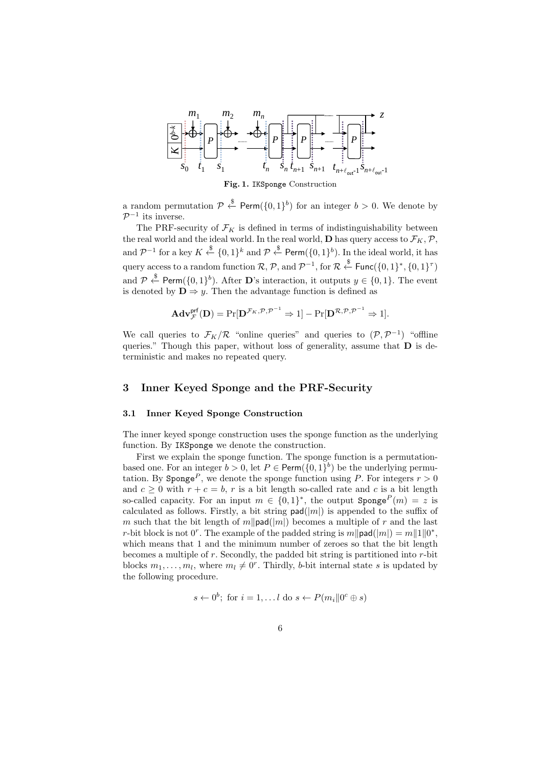**Fig. 1.** IKSponge Construction

a random permutation $\mathcal{P} \xleftarrow{\$} \mathsf{Perm}(\{0,1\}^b)$ for an integer $b > 0$. We denote by $\mathcal{P}^{-1}$ its inverse.

The PRF-security of $\mathcal{F}_K$ is defined in terms of indistinguishability between the real world and the ideal world. In the real world, $\mathbf{D}$ has query access to $\mathcal{F}_K$, $\mathcal{P}$, and $\mathcal{P}^{-1}$ for a key $K \xleftarrow{\$} \{0,1\}^k$ and $\mathcal{P} \xleftarrow{\$} \mathsf{Perm}(\{0,1\}^b)$. In the ideal world, it has query access to a random function $\mathcal{R}$, $\mathcal{P}$, and $\mathcal{P}^{-1}$, for $\mathcal{R} \xleftarrow{\$} \mathsf{Func}(\{0,1\}^*, \{0,1\}^\tau)$ and $\mathcal{P} \xleftarrow{\$} \mathsf{Perm}(\{0,1\}^b)$. After $\mathbf{D}$'s interaction, it outputs $y \in \{0,1\}$. The event is denoted by $\mathbf{D} \Rightarrow y$. Then the advantage function is defined as

$$\mathbf{Adv}^{\mathsf{prf}}_{\mathcal{F}}(\mathbf{D}) = \Pr[\mathbf{D}^{\mathcal{F}_K, \mathcal{P}, \mathcal{P}^{-1}} \Rightarrow 1] - \Pr[\mathbf{D}^{\mathcal{R}, \mathcal{P}, \mathcal{P}^{-1}} \Rightarrow 1].$$

We call queries to $\mathcal{F}_K/\mathcal{R}$ "online queries" and queries to $(\mathcal{P}, \mathcal{P}^{-1})$ "offline queries." Though this paper, without loss of generality, assume that $\mathbf{D}$ is deterministic and makes no repeated query.

## 3 Inner Keyed Sponge and the PRF-Security

### 3.1 Inner Keyed Sponge Construction

The inner keyed sponge construction uses the sponge function as the underlying function. By IKSponge we denote the construction.

First we explain the sponge function. The sponge function is a permutation-based one. For an integer $b > 0$, let $P \in \mathsf{Perm}(\{0,1\}^b)$ be the underlying permutation. By $\mathtt{Sponge}^P$, we denote the sponge function using $P$. For integers $r > 0$ and $c \geq 0$ with $r + c = b$, $r$ is a bit length so-called rate and $c$ is a bit length so-called capacity. For an input $m \in \{0,1\}^*$, the output $\mathtt{Sponge}^P(m) = z$ is calculated as follows. Firstly, a bit string $\mathsf{pad}(|m|)$ is appended to the suffix of $m$ such that the bit length of $m \| \mathsf{pad}(|m|)$ becomes a multiple of $r$ and the last $r$-bit block is not $0^r$. The example of the padded string is $m \| \mathsf{pad}(|m|) = m \| 1 \| 0^*$, which means that 1 and the minimum number of zeroes so that the bit length becomes a multiple of $r$. Secondly, the padded bit string is partitioned into $r$-bit blocks $m_1, \ldots, m_l$, where $m_l \neq 0^r$. Thirdly, $b$-bit internal state $s$ is updated by the following procedure.

$$s \leftarrow 0^b;\ \text{for } i = 1, \ldots l \text{ do } s \leftarrow P(m_i \| 0^c \oplus s)$$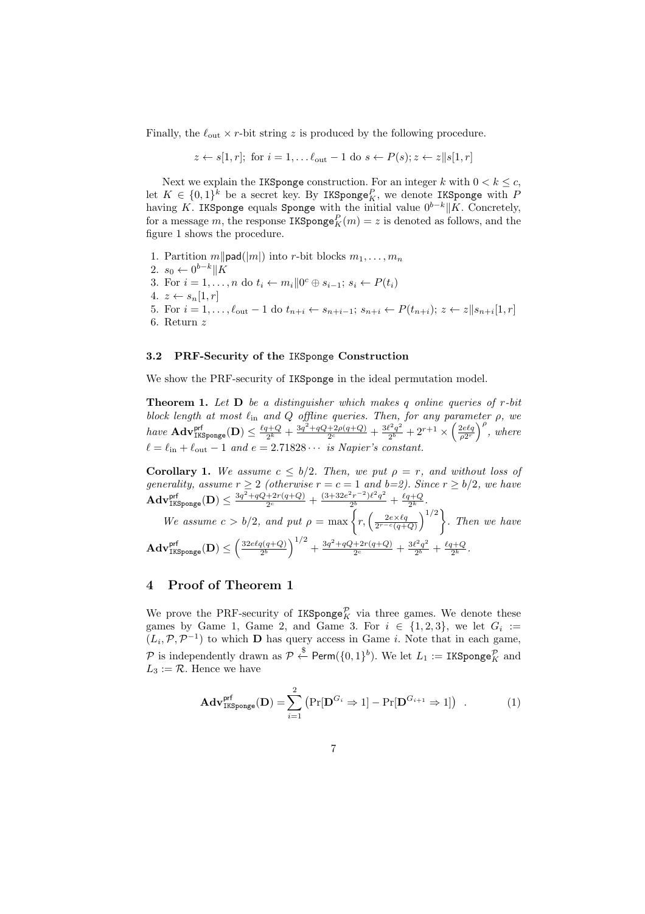Finally, the $\ell_{\text{out}} \times r$-bit string $z$ is produced by the following procedure.

$$z \leftarrow s[1,r];\ \text{for } i = 1, \ldots \ell_{\text{out}} - 1 \text{ do } s \leftarrow P(s); z \leftarrow z \| s[1,r]$$

Next we explain the `IKSponge` construction. For an integer $k$ with $0 < k \leq c$, let $K \in \{0,1\}^k$ be a secret key. By $\texttt{IKSponge}_K^P$, we denote `IKSponge` with $P$ having $K$. `IKSponge` equals `Sponge` with the initial value $0^{b-k}\|K$. Concretely, for a message $m$, the response $\texttt{IKSponge}_K^P(m) = z$ is denoted as follows, and the figure 1 shows the procedure.

1. Partition $m\|\mathsf{pad}(|m|)$ into $r$-bit blocks $m_1, \ldots, m_n$
2. $s_0 \leftarrow 0^{b-k}\|K$
3. For $i = 1, \ldots, n$ do $t_i \leftarrow m_i\|0^c \oplus s_{i-1}$; $s_i \leftarrow P(t_i)$
4. $z \leftarrow s_n[1,r]$
5. For $i = 1, \ldots, \ell_{\text{out}} - 1$ do $t_{n+i} \leftarrow s_{n+i-1}$; $s_{n+i} \leftarrow P(t_{n+i})$; $z \leftarrow z\|s_{n+i}[1,r]$
6. Return $z$

### 3.2 PRF-Security of the IKSponge Construction

We show the PRF-security of `IKSponge` in the ideal permutation model.

**Theorem 1.** *Let $\mathbf{D}$ be a distinguisher which makes $q$ online queries of $r$-bit block length at most $\ell_{\text{in}}$ and $Q$ offline queries. Then, for any parameter $\rho$, we have $\mathbf{Adv}^{\mathsf{prf}}_{\texttt{IKSponge}}(\mathbf{D}) \leq \frac{\ell q + Q}{2^k} + \frac{3q^2 + qQ + 2\rho(q+Q)}{2^c} + \frac{3\ell^2 q^2}{2^b} + 2^{r+1} \times \left(\frac{2e\ell q}{\rho 2^r}\right)^\rho$, where $\ell = \ell_{\text{in}} + \ell_{\text{out}} - 1$ and $e = 2.71828\cdots$ is Napier's constant.*

**Corollary 1.** *We assume $c \leq b/2$. Then, we put $\rho = r$, and without loss of generality, assume $r \geq 2$ (otherwise $r = c = 1$ and $b=2$). Since $r \geq b/2$, we have $\mathbf{Adv}^{\mathsf{prf}}_{\texttt{IKSponge}}(\mathbf{D}) \leq \frac{3q^2 + qQ + 2r(q+Q)}{2^c} + \frac{(3 + 32e^2 r^{-2})\ell^2 q^2}{2^b} + \frac{\ell q + Q}{2^k}$.*

*We assume $c > b/2$, and put $\rho = \max\left\{r, \left(\frac{2e \times \ell q}{2^{r-c}(q+Q)}\right)^{1/2}\right\}$. Then we have $\mathbf{Adv}^{\mathsf{prf}}_{\texttt{IKSponge}}(\mathbf{D}) \leq \left(\frac{32e\ell q(q+Q)}{2^b}\right)^{1/2} + \frac{3q^2 + qQ + 2r(q+Q)}{2^c} + \frac{3\ell^2 q^2}{2^b} + \frac{\ell q + Q}{2^k}$.*

## 4 Proof of Theorem 1

We prove the PRF-security of $\texttt{IKSponge}_K^{\mathcal{P}}$ via three games. We denote these games by Game 1, Game 2, and Game 3. For $i \in \{1,2,3\}$, we let $G_i := (L_i, \mathcal{P}, \mathcal{P}^{-1})$ to which $\mathbf{D}$ has query access in Game $i$. Note that in each game, $\mathcal{P}$ is independently drawn as $\mathcal{P} \xleftarrow{\$} \mathsf{Perm}(\{0,1\}^b)$. We let $L_1 := \texttt{IKSponge}_K^{\mathcal{P}}$ and $L_3 := \mathcal{R}$. Hence we have

$$\mathbf{Adv}^{\mathsf{prf}}_{\texttt{IKSponge}}(\mathbf{D}) = \sum_{i=1}^{2} \left(\Pr[\mathbf{D}^{G_i} \Rightarrow 1] - \Pr[\mathbf{D}^{G_{i+1}} \Rightarrow 1]\right) \quad . \tag{1}$$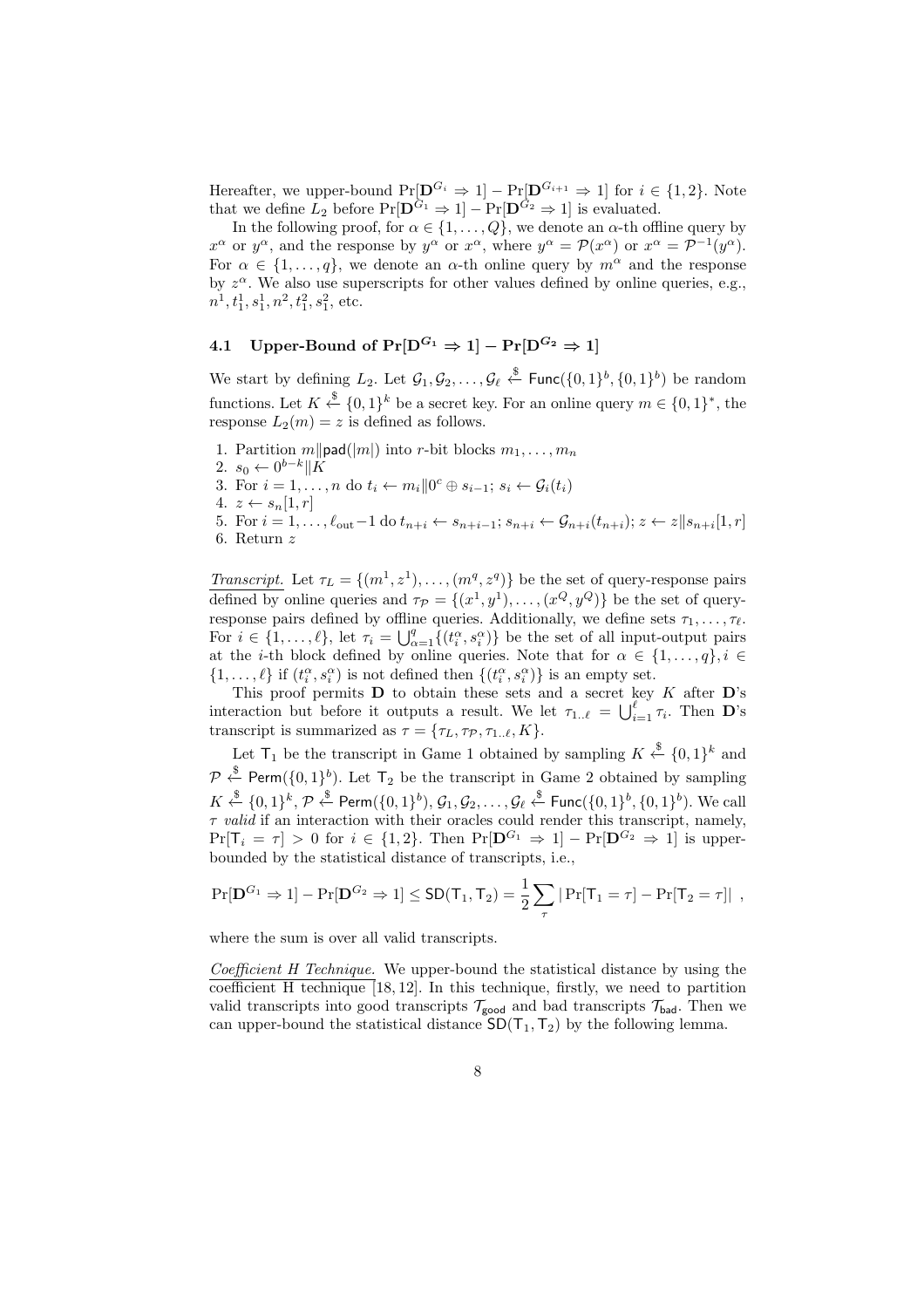Hereafter, we upper-bound $\Pr[\mathbf{D}^{G_i} \Rightarrow 1] - \Pr[\mathbf{D}^{G_{i+1}} \Rightarrow 1]$ for $i \in \{1, 2\}$. Note that we define $L_2$ before $\Pr[\mathbf{D}^{G_1} \Rightarrow 1] - \Pr[\mathbf{D}^{G_2} \Rightarrow 1]$ is evaluated.

In the following proof, for $\alpha \in \{1, \ldots, Q\}$, we denote an $\alpha$-th offline query by $x^\alpha$ or $y^\alpha$, and the response by $y^\alpha$ or $x^\alpha$, where $y^\alpha = \mathcal{P}(x^\alpha)$ or $x^\alpha = \mathcal{P}^{-1}(y^\alpha)$. For $\alpha \in \{1, \ldots, q\}$, we denote an $\alpha$-th online query by $m^\alpha$ and the response by $z^\alpha$. We also use superscripts for other values defined by online queries, e.g., $n^1, t_1^1, s_1^1, n^2, t_1^2, s_1^2$, etc.

### 4.1 Upper-Bound of $\Pr[\mathbf{D}^{G_1} \Rightarrow 1] - \Pr[\mathbf{D}^{G_2} \Rightarrow 1]$

We start by defining $L_2$. Let $\mathcal{G}_1, \mathcal{G}_2, \ldots, \mathcal{G}_\ell \xleftarrow{\$} \mathsf{Func}(\{0,1\}^b, \{0,1\}^b)$ be random functions. Let $K \xleftarrow{\$} \{0,1\}^k$ be a secret key. For an online query $m \in \{0,1\}^*$, the response $L_2(m) = z$ is defined as follows.

1. Partition $m \| \mathsf{pad}(|m|)$ into $r$-bit blocks $m_1, \ldots, m_n$
2. $s_0 \leftarrow 0^{b-k} \| K$
3. For $i = 1, \ldots, n$ do $t_i \leftarrow m_i \| 0^c \oplus s_{i-1}$; $s_i \leftarrow \mathcal{G}_i(t_i)$
4. $z \leftarrow s_n[1, r]$
5. For $i = 1, \ldots, \ell_{\mathrm{out}} - 1$ do $t_{n+i} \leftarrow s_{n+i-1}$; $s_{n+i} \leftarrow \mathcal{G}_{n+i}(t_{n+i})$; $z \leftarrow z \| s_{n+i}[1, r]$
6. Return $z$

*Transcript.* Let $\tau_L = \{(m^1, z^1), \ldots, (m^q, z^q)\}$ be the set of query-response pairs defined by online queries and $\tau_{\mathcal{P}} = \{(x^1, y^1), \ldots, (x^Q, y^Q)\}$ be the set of query-response pairs defined by offline queries. Additionally, we define sets $\tau_1, \ldots, \tau_\ell$. For $i \in \{1, \ldots, \ell\}$, let $\tau_i = \bigcup_{\alpha=1}^{q} \{(t_i^\alpha, s_i^\alpha)\}$ be the set of all input-output pairs at the $i$-th block defined by online queries. Note that for $\alpha \in \{1, \ldots, q\}, i \in \{1, \ldots, \ell\}$ if $(t_i^\alpha, s_i^\alpha)$ is not defined then $\{(t_i^\alpha, s_i^\alpha)\}$ is an empty set.

This proof permits $\mathbf{D}$ to obtain these sets and a secret key $K$ after $\mathbf{D}$'s interaction but before it outputs a result. We let $\tau_{1..\ell} = \bigcup_{i=1}^{\ell} \tau_i$. Then $\mathbf{D}$'s transcript is summarized as $\tau = \{\tau_L, \tau_{\mathcal{P}}, \tau_{1..\ell}, K\}$.

Let $\mathsf{T}_1$ be the transcript in Game 1 obtained by sampling $K \xleftarrow{\$} \{0,1\}^k$ and $\mathcal{P} \xleftarrow{\$} \mathsf{Perm}(\{0,1\}^b)$. Let $\mathsf{T}_2$ be the transcript in Game 2 obtained by sampling $K \xleftarrow{\$} \{0,1\}^k, \mathcal{P} \xleftarrow{\$} \mathsf{Perm}(\{0,1\}^b), \mathcal{G}_1, \mathcal{G}_2, \ldots, \mathcal{G}_\ell \xleftarrow{\$} \mathsf{Func}(\{0,1\}^b, \{0,1\}^b)$. We call $\tau$ *valid* if an interaction with their oracles could render this transcript, namely, $\Pr[\mathsf{T}_i = \tau] > 0$ for $i \in \{1, 2\}$. Then $\Pr[\mathbf{D}^{G_1} \Rightarrow 1] - \Pr[\mathbf{D}^{G_2} \Rightarrow 1]$ is upper-bounded by the statistical distance of transcripts, i.e.,

$$\Pr[\mathbf{D}^{G_1} \Rightarrow 1] - \Pr[\mathbf{D}^{G_2} \Rightarrow 1] \leq \mathsf{SD}(\mathsf{T}_1, \mathsf{T}_2) = \frac{1}{2} \sum_{\tau} |\Pr[\mathsf{T}_1 = \tau] - \Pr[\mathsf{T}_2 = \tau]| \ ,$$

where the sum is over all valid transcripts.

*Coefficient H Technique.* We upper-bound the statistical distance by using the coefficient H technique [18, 12]. In this technique, firstly, we need to partition valid transcripts into good transcripts $\mathcal{T}_{\mathsf{good}}$ and bad transcripts $\mathcal{T}_{\mathsf{bad}}$. Then we can upper-bound the statistical distance $\mathsf{SD}(\mathsf{T}_1, \mathsf{T}_2)$ by the following lemma.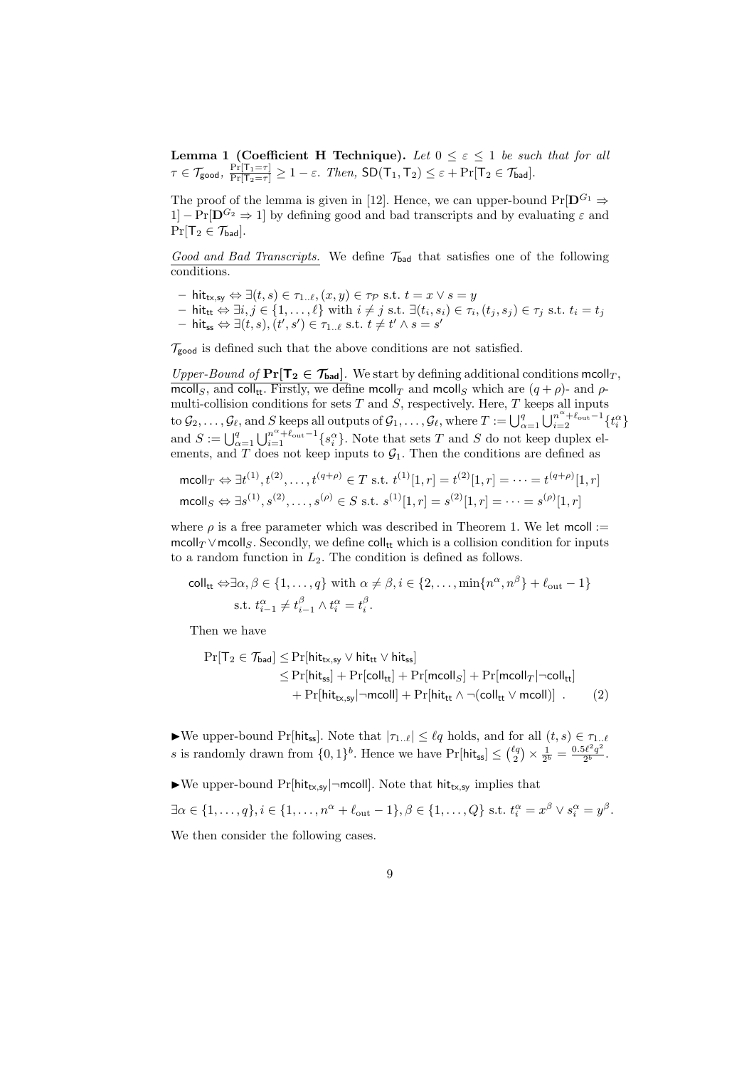**Lemma 1 (Coefficient H Technique).** *Let $0 \le \varepsilon \le 1$ be such that for all $\tau \in \mathcal{T}_{\mathsf{good}}$, $\frac{\Pr[\mathsf{T}_1=\tau]}{\Pr[\mathsf{T}_2=\tau]} \ge 1-\varepsilon$. Then, $\mathsf{SD}(\mathsf{T}_1,\mathsf{T}_2) \le \varepsilon + \Pr[\mathsf{T}_2 \in \mathcal{T}_{\mathsf{bad}}]$.*

The proof of the lemma is given in [12]. Hence, we can upper-bound $\Pr[\mathbf{D}^{G_1} \Rightarrow 1] - \Pr[\mathbf{D}^{G_2} \Rightarrow 1]$ by defining good and bad transcripts and by evaluating $\varepsilon$ and $\Pr[\mathsf{T}_2 \in \mathcal{T}_{\mathsf{bad}}]$.

*Good and Bad Transcripts.* We define $\mathcal{T}_{\mathsf{bad}}$ that satisfies one of the following conditions.

- $\mathsf{hit}_{\mathsf{tx,sy}} \Leftrightarrow \exists (t,s) \in \tau_{1..\ell}, (x,y) \in \tau_{\mathcal{P}}$ s.t. $t = x \vee s = y$
- $\mathsf{hit}_{\mathsf{tt}} \Leftrightarrow \exists i,j \in \{1,\ldots,\ell\}$ with $i \neq j$ s.t. $\exists (t_i,s_i) \in \tau_i, (t_j,s_j) \in \tau_j$ s.t. $t_i = t_j$
- $\mathsf{hit}_{\mathsf{ss}} \Leftrightarrow \exists (t,s),(t',s') \in \tau_{1..\ell}$ s.t. $t \neq t' \wedge s = s'$

$\mathcal{T}_{\mathsf{good}}$ is defined such that the above conditions are not satisfied.

*Upper-Bound of* $\mathbf{Pr[T_2 \in \mathcal{T}_{bad}]}$. We start by defining additional conditions $\mathsf{mcoll}_T$, $\mathsf{mcoll}_S$, and $\mathsf{coll}_{\mathsf{tt}}$. Firstly, we define $\mathsf{mcoll}_T$ and $\mathsf{mcoll}_S$ which are $(q+\rho)$- and $\rho$-multi-collision conditions for sets $T$ and $S$, respectively. Here, $T$ keeps all inputs to $\mathcal{G}_2,\ldots,\mathcal{G}_\ell$, and $S$ keeps all outputs of $\mathcal{G}_1,\ldots,\mathcal{G}_\ell$, where $T := \bigcup_{\alpha=1}^{q}\bigcup_{i=2}^{n^\alpha+\ell_{\mathrm{out}}-1}\{t_i^\alpha\}$ and $S := \bigcup_{\alpha=1}^{q}\bigcup_{i=1}^{n^\alpha+\ell_{\mathrm{out}}-1}\{s_i^\alpha\}$. Note that sets $T$ and $S$ do not keep duplex elements, and $T$ does not keep inputs to $\mathcal{G}_1$. Then the conditions are defined as

$$\mathsf{mcoll}_T \Leftrightarrow \exists t^{(1)}, t^{(2)}, \ldots, t^{(q+\rho)} \in T \text{ s.t. } t^{(1)}[1,r] = t^{(2)}[1,r] = \cdots = t^{(q+\rho)}[1,r]$$

$$\mathsf{mcoll}_S \Leftrightarrow \exists s^{(1)}, s^{(2)}, \ldots, s^{(\rho)} \in S \text{ s.t. } s^{(1)}[1,r] = s^{(2)}[1,r] = \cdots = s^{(\rho)}[1,r]$$

where $\rho$ is a free parameter which was described in Theorem 1. We let $\mathsf{mcoll} := \mathsf{mcoll}_T \vee \mathsf{mcoll}_S$. Secondly, we define $\mathsf{coll}_{\mathsf{tt}}$ which is a collision condition for inputs to a random function in $L_2$. The condition is defined as follows.

$$\begin{aligned}\mathsf{coll}_{\mathsf{tt}} \Leftrightarrow & \exists \alpha,\beta \in \{1,\ldots,q\} \text{ with } \alpha \neq \beta, i \in \{2,\ldots,\min\{n^\alpha,n^\beta\}+\ell_{\mathrm{out}}-1\} \\ & \text{s.t. } t_{i-1}^\alpha \neq t_{i-1}^\beta \wedge t_i^\alpha = t_i^\beta .\end{aligned}$$

Then we have

$$\begin{aligned}\Pr[\mathsf{T}_2 \in \mathcal{T}_{\mathsf{bad}}] \le & \Pr[\mathsf{hit}_{\mathsf{tx,sy}} \vee \mathsf{hit}_{\mathsf{tt}} \vee \mathsf{hit}_{\mathsf{ss}}] \\ \le & \Pr[\mathsf{hit}_{\mathsf{ss}}] + \Pr[\mathsf{coll}_{\mathsf{tt}}] + \Pr[\mathsf{mcoll}_S] + \Pr[\mathsf{mcoll}_T | \neg \mathsf{coll}_{\mathsf{tt}}] \\ & + \Pr[\mathsf{hit}_{\mathsf{tx,sy}} | \neg \mathsf{mcoll}] + \Pr[\mathsf{hit}_{\mathsf{tt}} \wedge \neg(\mathsf{coll}_{\mathsf{tt}} \vee \mathsf{mcoll})] \ . \qquad (2)\end{aligned}$$

►We upper-bound $\Pr[\mathsf{hit}_{\mathsf{ss}}]$. Note that $|\tau_{1..\ell}| \le \ell q$ holds, and for all $(t,s) \in \tau_{1..\ell}$ $s$ is randomly drawn from $\{0,1\}^b$. Hence we have $\Pr[\mathsf{hit}_{\mathsf{ss}}] \le \binom{\ell q}{2} \times \frac{1}{2^b} = \frac{0.5\ell^2 q^2}{2^b}$.

►We upper-bound $\Pr[\mathsf{hit}_{\mathsf{tx,sy}} | \neg \mathsf{mcoll}]$. Note that $\mathsf{hit}_{\mathsf{tx,sy}}$ implies that

$$\exists \alpha \in \{1,\ldots,q\}, i \in \{1,\ldots,n^\alpha+\ell_{\mathrm{out}}-1\}, \beta \in \{1,\ldots,Q\} \text{ s.t. } t_i^\alpha = x^\beta \vee s_i^\alpha = y^\beta.$$

We then consider the following cases.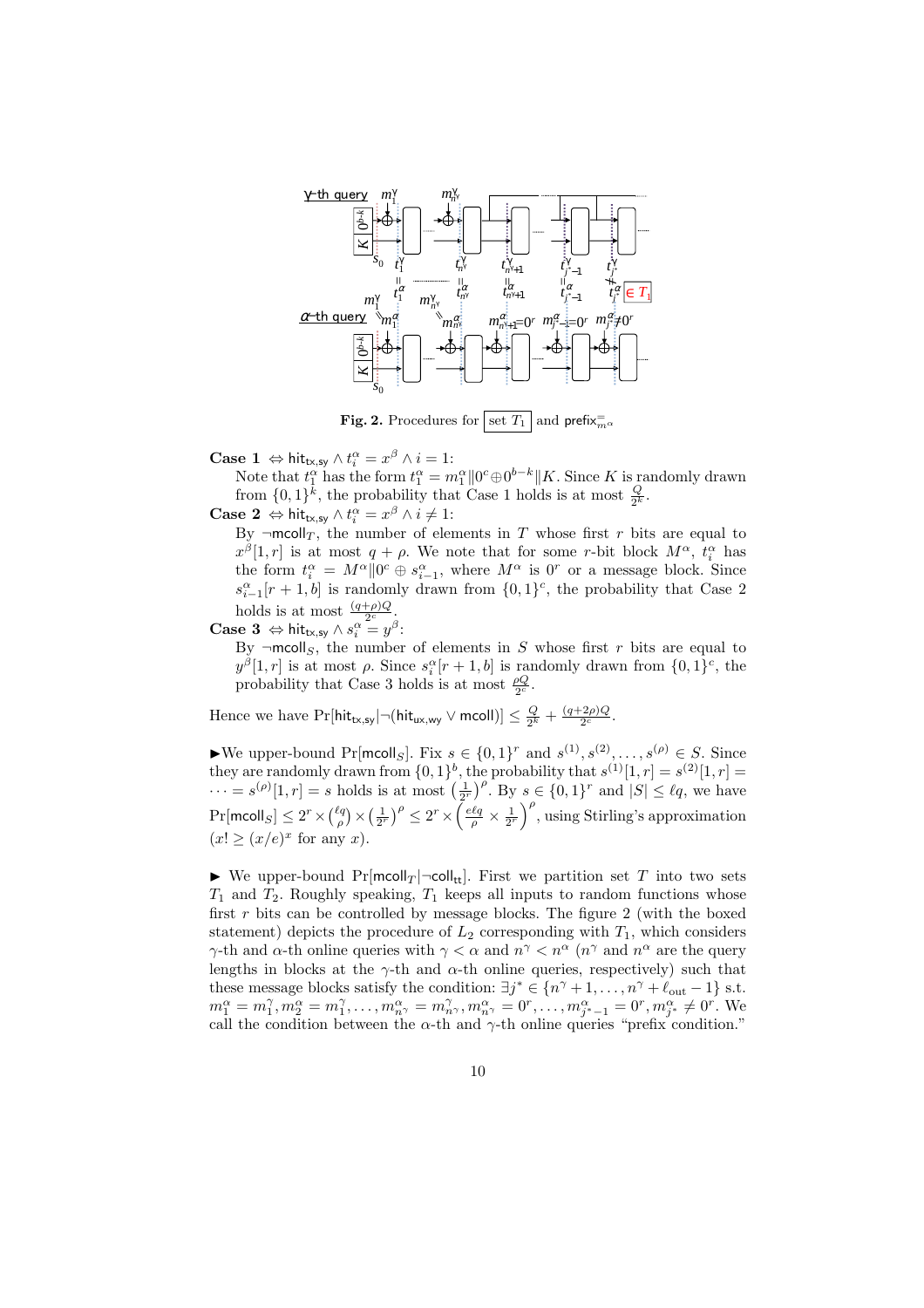**Fig. 2.** Procedures for $\boxed{\text{set } T_1}$ and $\mathsf{prefix}^{=}_{m^\alpha}$

**Case 1** $\Leftrightarrow \mathsf{hit}_{\mathsf{tx,sy}} \wedge t_i^\alpha = x^\beta \wedge i = 1$:
Note that $t_1^\alpha$ has the form $t_1^\alpha = m_1^\alpha \| 0^c \oplus 0^{b-k} \| K$. Since $K$ is randomly drawn from $\{0,1\}^k$, the probability that Case 1 holds is at most $\frac{Q}{2^k}$.

**Case 2** $\Leftrightarrow \mathsf{hit}_{\mathsf{tx,sy}} \wedge t_i^\alpha = x^\beta \wedge i \neq 1$:
By $\neg\mathsf{mcoll}_T$, the number of elements in $T$ whose first $r$ bits are equal to $x^\beta[1,r]$ is at most $q + \rho$. We note that for some $r$-bit block $M^\alpha$, $t_i^\alpha$ has the form $t_i^\alpha = M^\alpha \| 0^c \oplus s_{i-1}^\alpha$, where $M^\alpha$ is $0^r$ or a message block. Since $s_{i-1}^\alpha[r+1,b]$ is randomly drawn from $\{0,1\}^c$, the probability that Case 2 holds is at most $\frac{(q+\rho)Q}{2^c}$.

**Case 3** $\Leftrightarrow \mathsf{hit}_{\mathsf{tx,sy}} \wedge s_i^\alpha = y^\beta$:
By $\neg\mathsf{mcoll}_S$, the number of elements in $S$ whose first $r$ bits are equal to $y^\beta[1,r]$ is at most $\rho$. Since $s_i^\alpha[r+1,b]$ is randomly drawn from $\{0,1\}^c$, the probability that Case 3 holds is at most $\frac{\rho Q}{2^c}$.

Hence we have $\Pr[\mathsf{hit}_{\mathsf{tx,sy}} | \neg(\mathsf{hit}_{\mathsf{ux,wy}} \vee \mathsf{mcoll})] \leq \frac{Q}{2^k} + \frac{(q+2\rho)Q}{2^c}$.

►We upper-bound $\Pr[\mathsf{mcoll}_S]$. Fix $s \in \{0,1\}^r$ and $s^{(1)}, s^{(2)}, \ldots, s^{(\rho)} \in S$. Since they are randomly drawn from $\{0,1\}^b$, the probability that $s^{(1)}[1,r] = s^{(2)}[1,r] = \cdots = s^{(\rho)}[1,r] = s$ holds is at most $\left(\frac{1}{2^r}\right)^\rho$. By $s \in \{0,1\}^r$ and $|S| \leq \ell q$, we have $\Pr[\mathsf{mcoll}_S] \leq 2^r \times \binom{\ell q}{\rho} \times \left(\frac{1}{2^r}\right)^\rho \leq 2^r \times \left(\frac{e \ell q}{\rho} \times \frac{1}{2^r}\right)^\rho$, using Stirling's approximation ($x! \geq (x/e)^x$ for any $x$).

► We upper-bound $\Pr[\mathsf{mcoll}_T | \neg\mathsf{coll}_{\mathsf{tt}}]$. First we partition set $T$ into two sets $T_1$ and $T_2$. Roughly speaking, $T_1$ keeps all inputs to random functions whose first $r$ bits can be controlled by message blocks. The figure 2 (with the boxed statement) depicts the procedure of $L_2$ corresponding with $T_1$, which considers $\gamma$-th and $\alpha$-th online queries with $\gamma < \alpha$ and $n^\gamma < n^\alpha$ ($n^\gamma$ and $n^\alpha$ are the query lengths in blocks at the $\gamma$-th and $\alpha$-th online queries, respectively) such that these message blocks satisfy the condition: $\exists j^* \in \{n^\gamma + 1, \ldots, n^\gamma + \ell_{\mathrm{out}} - 1\}$ s.t. $m_1^\alpha = m_1^\gamma, m_2^\alpha = m_1^\gamma, \ldots, m_{n^\gamma}^\alpha = m_{n^\gamma}^\gamma, m_{n^\gamma}^\alpha = 0^r, \ldots, m_{j^*-1}^\alpha = 0^r, m_{j^*}^\alpha \neq 0^r$. We call the condition between the $\alpha$-th and $\gamma$-th online queries "prefix condition."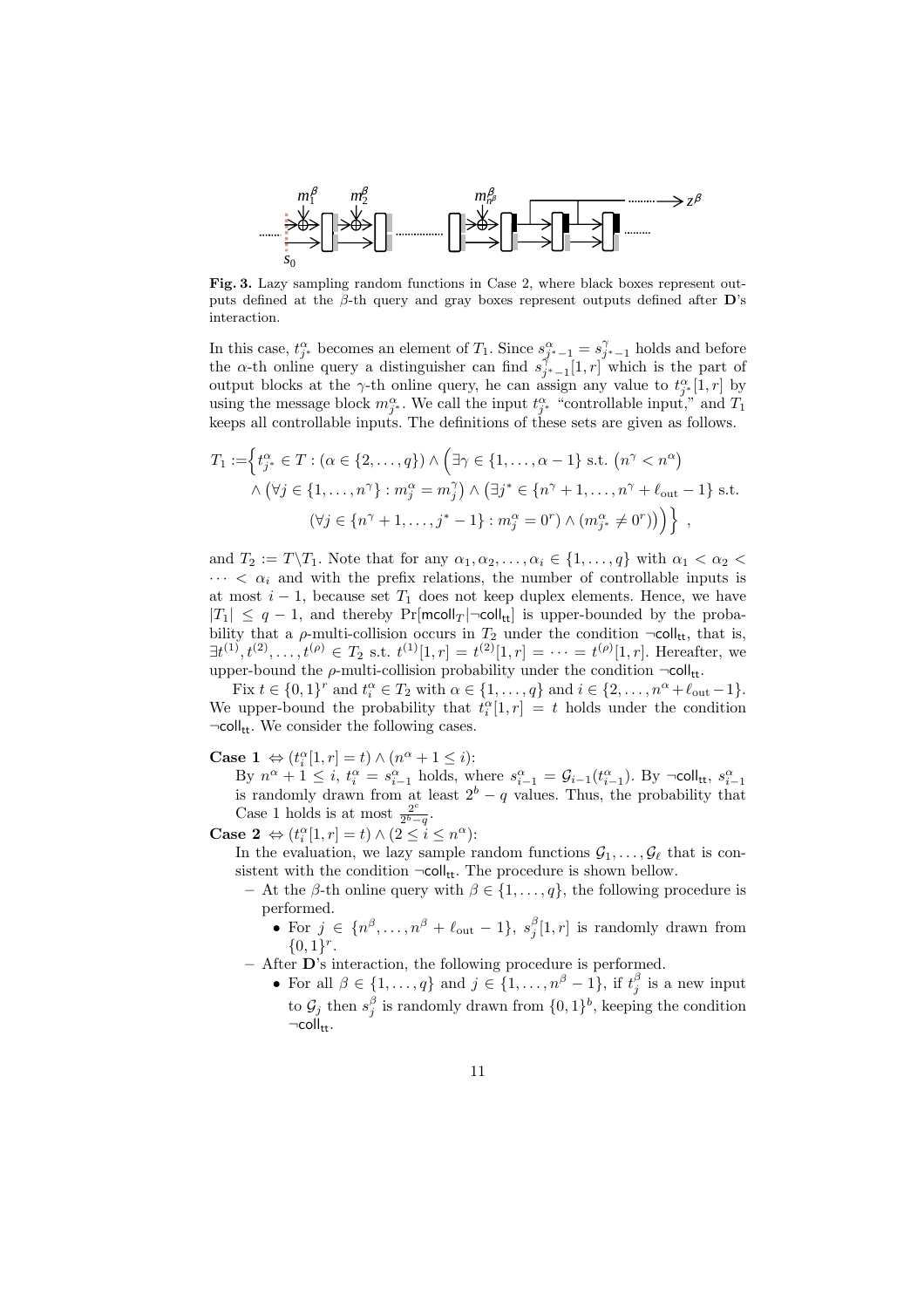**Fig. 3.** Lazy sampling random functions in Case 2, where black boxes represent outputs defined at the $\beta$-th query and gray boxes represent outputs defined after $\mathbf{D}$'s interaction.

In this case, $t^\alpha_{j^*}$ becomes an element of $T_1$. Since $s^\alpha_{j^*-1} = s^\gamma_{j^*-1}$ holds and before the $\alpha$-th online query a distinguisher can find $s^\gamma_{j^*-1}[1,r]$ which is the part of output blocks at the $\gamma$-th online query, he can assign any value to $t^\alpha_{j^*}[1,r]$ by using the message block $m^\alpha_{j^*}$. We call the input $t^\alpha_{j^*}$ "controllable input," and $T_1$ keeps all controllable inputs. The definitions of these sets are given as follows.

$$T_1 := \Big\{ t^\alpha_{j^*} \in T : (\alpha \in \{2,\ldots,q\}) \wedge \Big( \exists \gamma \in \{1,\ldots,\alpha-1\} \text{ s.t. } \big(n^\gamma < n^\alpha\big) \wedge \big(\forall j \in \{1,\ldots,n^\gamma\} : m^\alpha_j = m^\gamma_j\big) \wedge \big(\exists j^* \in \{n^\gamma+1,\ldots,n^\gamma+\ell_{\mathrm{out}}-1\} \text{ s.t. } (\forall j \in \{n^\gamma+1,\ldots,j^*-1\} : m^\alpha_j = 0^r) \wedge (m^\alpha_{j^*} \neq 0^r)\big)\Big)\Big\} ,$$

and $T_2 := T \backslash T_1$. Note that for any $\alpha_1, \alpha_2, \ldots, \alpha_i \in \{1,\ldots,q\}$ with $\alpha_1 < \alpha_2 < \cdots < \alpha_i$ and with the prefix relations, the number of controllable inputs is at most $i-1$, because set $T_1$ does not keep duplex elements. Hence, we have $|T_1| \le q-1$, and thereby $\Pr[\mathsf{mcoll}_T | \neg\mathsf{coll}_{\mathsf{tt}}]$ is upper-bounded by the probability that a $\rho$-multi-collision occurs in $T_2$ under the condition $\neg\mathsf{coll}_{\mathsf{tt}}$, that is, $\exists t^{(1)}, t^{(2)}, \ldots, t^{(\rho)} \in T_2$ s.t. $t^{(1)}[1,r] = t^{(2)}[1,r] = \cdots = t^{(\rho)}[1,r]$. Hereafter, we upper-bound the $\rho$-multi-collision probability under the condition $\neg\mathsf{coll}_{\mathsf{tt}}$.

Fix $t \in \{0,1\}^r$ and $t^\alpha_i \in T_2$ with $\alpha \in \{1,\ldots,q\}$ and $i \in \{2,\ldots,n^\alpha+\ell_{\mathrm{out}}-1\}$. We upper-bound the probability that $t^\alpha_i[1,r] = t$ holds under the condition $\neg\mathsf{coll}_{\mathsf{tt}}$. We consider the following cases.

**Case 1** $\Leftrightarrow (t^\alpha_i[1,r] = t) \wedge (n^\alpha + 1 \le i)$:
By $n^\alpha + 1 \le i$, $t^\alpha_i = s^\alpha_{i-1}$ holds, where $s^\alpha_{i-1} = \mathcal{G}_{i-1}(t^\alpha_{i-1})$. By $\neg\mathsf{coll}_{\mathsf{tt}}$, $s^\alpha_{i-1}$ is randomly drawn from at least $2^b - q$ values. Thus, the probability that Case 1 holds is at most $\frac{2^c}{2^b-q}$.

**Case 2** $\Leftrightarrow (t^\alpha_i[1,r] = t) \wedge (2 \le i \le n^\alpha)$:
In the evaluation, we lazy sample random functions $\mathcal{G}_1, \ldots, \mathcal{G}_\ell$ that is consistent with the condition $\neg\mathsf{coll}_{\mathsf{tt}}$. The procedure is shown bellow.

- At the $\beta$-th online query with $\beta \in \{1,\ldots,q\}$, the following procedure is performed.
  - For $j \in \{n^\beta,\ldots,n^\beta+\ell_{\mathrm{out}}-1\}$, $s^\beta_j[1,r]$ is randomly drawn from $\{0,1\}^r$.
- After $\mathbf{D}$'s interaction, the following procedure is performed.
  - For all $\beta \in \{1,\ldots,q\}$ and $j \in \{1,\ldots,n^\beta-1\}$, if $t^\beta_j$ is a new input to $\mathcal{G}_j$ then $s^\beta_j$ is randomly drawn from $\{0,1\}^b$, keeping the condition $\neg\mathsf{coll}_{\mathsf{tt}}$.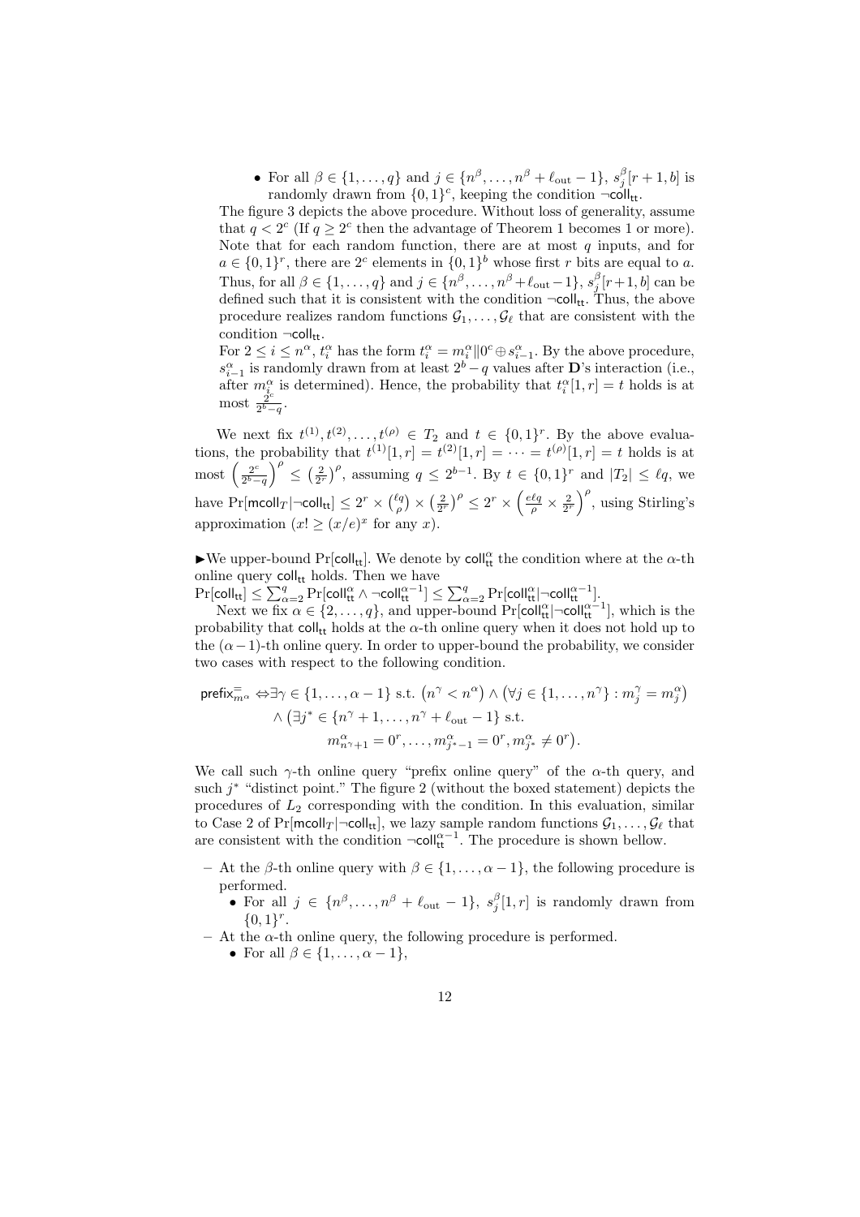- For all $\beta \in \{1, \ldots, q\}$ and $j \in \{n^\beta, \ldots, n^\beta + \ell_{\mathrm{out}} - 1\}$, $s_j^\beta[r+1, b]$ is randomly drawn from $\{0,1\}^c$, keeping the condition $\neg\mathsf{coll}_{\mathsf{tt}}$.

The figure 3 depicts the above procedure. Without loss of generality, assume that $q < 2^c$ (If $q \geq 2^c$ then the advantage of Theorem 1 becomes 1 or more). Note that for each random function, there are at most $q$ inputs, and for $a \in \{0,1\}^r$, there are $2^c$ elements in $\{0,1\}^b$ whose first $r$ bits are equal to $a$. Thus, for all $\beta \in \{1, \ldots, q\}$ and $j \in \{n^\beta, \ldots, n^\beta + \ell_{\mathrm{out}} - 1\}$, $s_j^\beta[r+1, b]$ can be defined such that it is consistent with the condition $\neg\mathsf{coll}_{\mathsf{tt}}$. Thus, the above procedure realizes random functions $\mathcal{G}_1, \ldots, \mathcal{G}_\ell$ that are consistent with the condition $\neg\mathsf{coll}_{\mathsf{tt}}$.

For $2 \leq i \leq n^\alpha$, $t_i^\alpha$ has the form $t_i^\alpha = m_i^\alpha \| 0^c \oplus s_{i-1}^\alpha$. By the above procedure, $s_{i-1}^\alpha$ is randomly drawn from at least $2^b - q$ values after $\mathbf{D}$'s interaction (i.e., after $m_i^\alpha$ is determined). Hence, the probability that $t_i^\alpha[1, r] = t$ holds is at most $\frac{2^c}{2^b - q}$.

We next fix $t^{(1)}, t^{(2)}, \ldots, t^{(\rho)} \in T_2$ and $t \in \{0,1\}^r$. By the above evaluations, the probability that $t^{(1)}[1, r] = t^{(2)}[1, r] = \cdots = t^{(\rho)}[1, r] = t$ holds is at most $\left(\frac{2^c}{2^b - q}\right)^\rho \leq \left(\frac{2}{2^r}\right)^\rho$, assuming $q \leq 2^{b-1}$. By $t \in \{0,1\}^r$ and $|T_2| \leq \ell q$, we have $\Pr[\mathsf{mcoll}_T | \neg\mathsf{coll}_{\mathsf{tt}}] \leq 2^r \times \binom{\ell q}{\rho} \times \left(\frac{2}{2^r}\right)^\rho \leq 2^r \times \left(\frac{e\ell q}{\rho} \times \frac{2}{2^r}\right)^\rho$, using Stirling's approximation ($x! \geq (x/e)^x$ for any $x$).

►We upper-bound $\Pr[\mathsf{coll}_{\mathsf{tt}}]$. We denote by $\mathsf{coll}_{\mathsf{tt}}^\alpha$ the condition where at the $\alpha$-th online query $\mathsf{coll}_{\mathsf{tt}}$ holds. Then we have
$\Pr[\mathsf{coll}_{\mathsf{tt}}] \leq \sum_{\alpha=2}^{q} \Pr[\mathsf{coll}_{\mathsf{tt}}^\alpha \wedge \neg\mathsf{coll}_{\mathsf{tt}}^{\alpha-1}] \leq \sum_{\alpha=2}^{q} \Pr[\mathsf{coll}_{\mathsf{tt}}^\alpha | \neg\mathsf{coll}_{\mathsf{tt}}^{\alpha-1}]$.

Next we fix $\alpha \in \{2, \ldots, q\}$, and upper-bound $\Pr[\mathsf{coll}_{\mathsf{tt}}^\alpha | \neg\mathsf{coll}_{\mathsf{tt}}^{\alpha-1}]$, which is the probability that $\mathsf{coll}_{\mathsf{tt}}$ holds at the $\alpha$-th online query when it does not hold up to the $(\alpha-1)$-th online query. In order to upper-bound the probability, we consider two cases with respect to the following condition.

$$\begin{aligned}
\mathsf{prefix}_{m^\alpha}^{=} \Leftrightarrow & \exists \gamma \in \{1, \ldots, \alpha - 1\} \text{ s.t. } \left(n^\gamma < n^\alpha\right) \wedge \left(\forall j \in \{1, \ldots, n^\gamma\} : m_j^\gamma = m_j^\alpha\right) \\
& \wedge \left(\exists j^* \in \{n^\gamma + 1, \ldots, n^\gamma + \ell_{\mathrm{out}} - 1\} \text{ s.t.} \right. \\
& \qquad \left. m_{n^\gamma+1}^\alpha = 0^r, \ldots, m_{j^*-1}^\alpha = 0^r, m_{j^*}^\alpha \neq 0^r\right).
\end{aligned}$$

We call such $\gamma$-th online query "prefix online query" of the $\alpha$-th query, and such $j^*$ "distinct point." The figure 2 (without the boxed statement) depicts the procedures of $L_2$ corresponding with the condition. In this evaluation, similar to Case 2 of $\Pr[\mathsf{mcoll}_T | \neg\mathsf{coll}_{\mathsf{tt}}]$, we lazy sample random functions $\mathcal{G}_1, \ldots, \mathcal{G}_\ell$ that are consistent with the condition $\neg\mathsf{coll}_{\mathsf{tt}}^{\alpha-1}$. The procedure is shown bellow.

- At the $\beta$-th online query with $\beta \in \{1, \ldots, \alpha - 1\}$, the following procedure is performed.
  - For all $j \in \{n^\beta, \ldots, n^\beta + \ell_{\mathrm{out}} - 1\}$, $s_j^\beta[1, r]$ is randomly drawn from $\{0,1\}^r$.
- At the $\alpha$-th online query, the following procedure is performed.
  - For all $\beta \in \{1, \ldots, \alpha - 1\}$,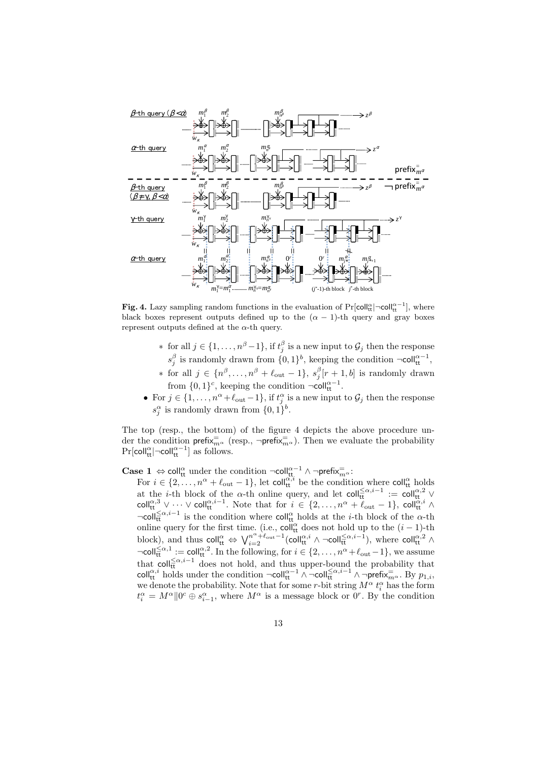**Fig. 4.** Lazy sampling random functions in the evaluation of $\Pr[\mathsf{coll}_{\mathsf{tt}}^{\alpha}|\neg\mathsf{coll}_{\mathsf{tt}}^{\alpha-1}]$, where black boxes represent outputs defined up to the $(\alpha-1)$-th query and gray boxes represent outputs defined at the $\alpha$-th query.

  - for all $j \in \{1,\ldots,n^{\beta}-1\}$, if $t_j^{\beta}$ is a new input to $\mathcal{G}_j$ then the response $s_j^{\beta}$ is randomly drawn from $\{0,1\}^b$, keeping the condition $\neg\mathsf{coll}_{\mathsf{tt}}^{\alpha-1}$,
  - for all $j \in \{n^{\beta},\ldots,n^{\beta}+\ell_{\mathrm{out}}-1\}$, $s_j^{\beta}[r+1,b]$ is randomly drawn from $\{0,1\}^c$, keeping the condition $\neg\mathsf{coll}_{\mathsf{tt}}^{\alpha-1}$.

- For $j \in \{1,\ldots,n^{\alpha}+\ell_{\mathrm{out}}-1\}$, if $t_j^{\alpha}$ is a new input to $\mathcal{G}_j$ then the response $s_j^{\alpha}$ is randomly drawn from $\{0,1\}^b$.

The top (resp., the bottom) of the figure 4 depicts the above procedure under the condition $\mathsf{prefix}_{m^{\alpha}}^{=}$ (resp., $\neg\mathsf{prefix}_{m^{\alpha}}^{=}$). Then we evaluate the probability $\Pr[\mathsf{coll}_{\mathsf{tt}}^{\alpha}|\neg\mathsf{coll}_{\mathsf{tt}}^{\alpha-1}]$ as follows.

**Case 1** $\Leftrightarrow \mathsf{coll}_{\mathsf{tt}}^{\alpha}$ under the condition $\neg\mathsf{coll}_{\mathsf{tt}}^{\alpha-1} \wedge \neg\mathsf{prefix}_{m^{\alpha}}^{=}$:
For $i \in \{2,\ldots,n^{\alpha}+\ell_{\mathrm{out}}-1\}$, let $\mathsf{coll}_{\mathsf{tt}}^{\alpha,i}$ be the condition where $\mathsf{coll}_{\mathsf{tt}}^{\alpha}$ holds at the $i$-th block of the $\alpha$-th online query, and let $\mathsf{coll}_{\mathsf{tt}}^{\leq\alpha,i-1} := \mathsf{coll}_{\mathsf{tt}}^{\alpha,2} \vee \mathsf{coll}_{\mathsf{tt}}^{\alpha,3} \vee \cdots \vee \mathsf{coll}_{\mathsf{tt}}^{\alpha,i-1}$. Note that for $i \in \{2,\ldots,n^{\alpha}+\ell_{\mathrm{out}}-1\}$, $\mathsf{coll}_{\mathsf{tt}}^{\alpha,i} \wedge \neg\mathsf{coll}_{\mathsf{tt}}^{\leq\alpha,i-1}$ is the condition where $\mathsf{coll}_{\mathsf{tt}}^{\alpha}$ holds at the $i$-th block of the $\alpha$-th online query for the first time. (i.e., $\mathsf{coll}_{\mathsf{tt}}^{\alpha}$ does not hold up to the $(i-1)$-th block), and thus $\mathsf{coll}_{\mathsf{tt}}^{\alpha} \Leftrightarrow \bigvee_{i=2}^{n^{\alpha}+\ell_{\mathrm{out}}-1}(\mathsf{coll}_{\mathsf{tt}}^{\alpha,i} \wedge \neg\mathsf{coll}_{\mathsf{tt}}^{\leq\alpha,i-1})$, where $\mathsf{coll}_{\mathsf{tt}}^{\alpha,2} \wedge \neg\mathsf{coll}_{\mathsf{tt}}^{\leq\alpha,1} := \mathsf{coll}_{\mathsf{tt}}^{\alpha,2}$. In the following, for $i \in \{2,\ldots,n^{\alpha}+\ell_{\mathrm{out}}-1\}$, we assume that $\mathsf{coll}_{\mathsf{tt}}^{\leq\alpha,i-1}$ does not hold, and thus upper-bound the probability that $\mathsf{coll}_{\mathsf{tt}}^{\alpha,i}$ holds under the condition $\neg\mathsf{coll}_{\mathsf{tt}}^{\alpha-1} \wedge \neg\mathsf{coll}_{\mathsf{tt}}^{\leq\alpha,i-1} \wedge \neg\mathsf{prefix}_{m^{\alpha}}^{=}$. By $p_{1,i}$, we denote the probability. Note that for some $r$-bit string $M^{\alpha}$ $t_i^{\alpha}$ has the form $t_i^{\alpha} = M^{\alpha}\|0^c \oplus s_{i-1}^{\alpha}$, where $M^{\alpha}$ is a message block or $0^r$. By the condition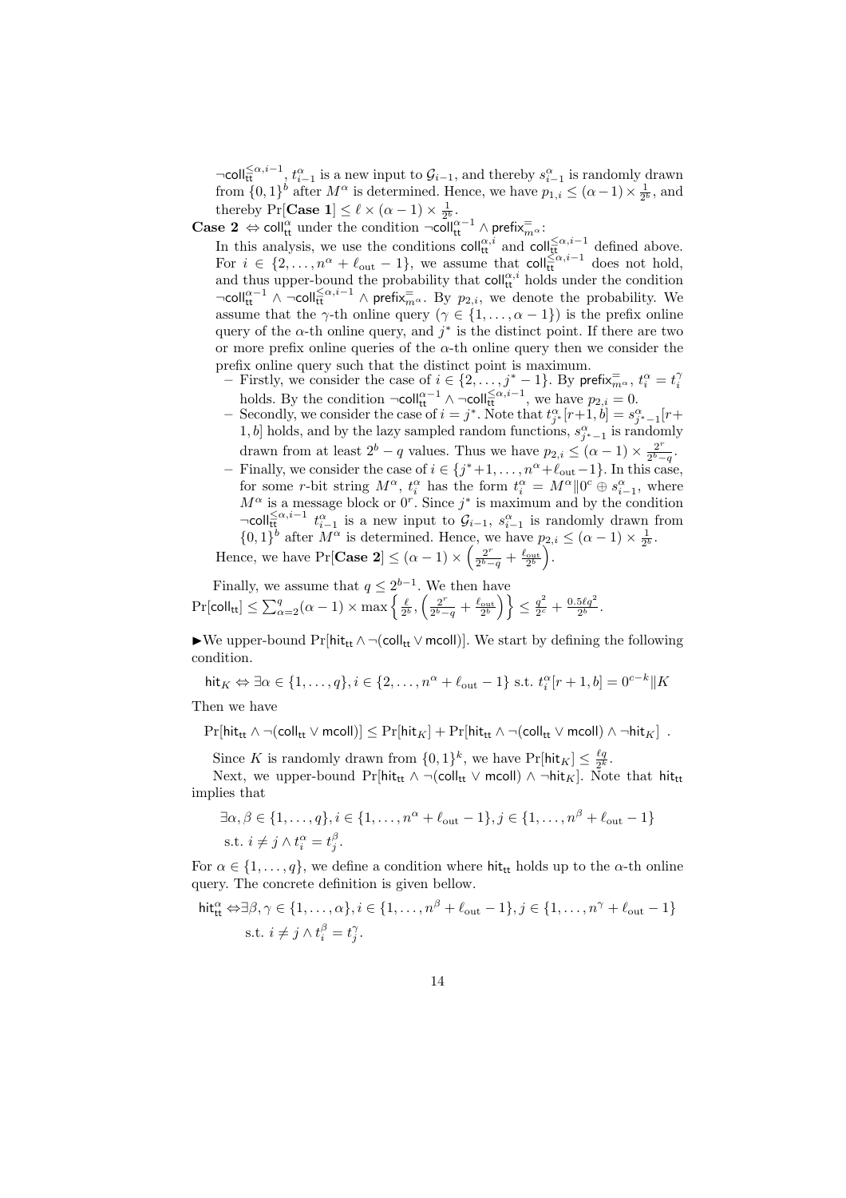$\neg\mathsf{coll}_{\mathsf{tt}}^{\leq\alpha,i-1}$, $t_{i-1}^{\alpha}$ is a new input to $\mathcal{G}_{i-1}$, and thereby $s_{i-1}^{\alpha}$ is randomly drawn from $\{0,1\}^b$ after $M^\alpha$ is determined. Hence, we have $p_{1,i} \leq (\alpha-1)\times\frac{1}{2^b}$, and thereby $\Pr[\textbf{Case 1}] \leq \ell\times(\alpha-1)\times\frac{1}{2^b}$.

**Case 2** $\Leftrightarrow \mathsf{coll}_{\mathsf{tt}}^{\alpha}$ under the condition $\neg\mathsf{coll}_{\mathsf{tt}}^{\alpha-1}\wedge\mathsf{prefix}_{m^\alpha}^{=}$:

In this analysis, we use the conditions $\mathsf{coll}_{\mathsf{tt}}^{\alpha,i}$ and $\mathsf{coll}_{\mathsf{tt}}^{\leq\alpha,i-1}$ defined above. For $i\in\{2,\ldots,n^\alpha+\ell_{\mathrm{out}}-1\}$, we assume that $\mathsf{coll}_{\mathsf{tt}}^{\leq\alpha,i-1}$ does not hold, and thus upper-bound the probability that $\mathsf{coll}_{\mathsf{tt}}^{\alpha,i}$ holds under the condition $\neg\mathsf{coll}_{\mathsf{tt}}^{\alpha-1}\wedge\neg\mathsf{coll}_{\mathsf{tt}}^{\leq\alpha,i-1}\wedge\mathsf{prefix}_{m^\alpha}^{=}$. By $p_{2,i}$, we denote the probability. We assume that the $\gamma$-th online query ($\gamma\in\{1,\ldots,\alpha-1\}$) is the prefix online query of the $\alpha$-th online query, and $j^*$ is the distinct point. If there are two or more prefix online queries of the $\alpha$-th online query then we consider the prefix online query such that the distinct point is maximum.

- Firstly, we consider the case of $i\in\{2,\ldots,j^*-1\}$. By $\mathsf{prefix}_{m^\alpha}^{=}$, $t_i^\alpha=t_i^\gamma$ holds. By the condition $\neg\mathsf{coll}_{\mathsf{tt}}^{\alpha-1}\wedge\neg\mathsf{coll}_{\mathsf{tt}}^{\leq\alpha,i-1}$, we have $p_{2,i}=0$.
- Secondly, we consider the case of $i=j^*$. Note that $t_{j^*}^{\alpha}[r+1,b]=s_{j^*-1}^{\alpha}[r+1,b]$ holds, and by the lazy sampled random functions, $s_{j^*-1}^{\alpha}$ is randomly drawn from at least $2^b-q$ values. Thus we have $p_{2,i}\leq(\alpha-1)\times\frac{2^r}{2^b-q}$.
- Finally, we consider the case of $i\in\{j^*+1,\ldots,n^\alpha+\ell_{\mathrm{out}}-1\}$. In this case, for some $r$-bit string $M^\alpha$, $t_i^\alpha$ has the form $t_i^\alpha=M^\alpha\|0^c\oplus s_{i-1}^\alpha$, where $M^\alpha$ is a message block or $0^r$. Since $j^*$ is maximum and by the condition $\neg\mathsf{coll}_{\mathsf{tt}}^{\leq\alpha,i-1}$ $t_{i-1}^\alpha$ is a new input to $\mathcal{G}_{i-1}$, $s_{i-1}^\alpha$ is randomly drawn from $\{0,1\}^b$ after $M^\alpha$ is determined. Hence, we have $p_{2,i}\leq(\alpha-1)\times\frac{1}{2^b}$.

Hence, we have $\Pr[\textbf{Case 2}]\leq(\alpha-1)\times\left(\frac{2^r}{2^b-q}+\frac{\ell_{\mathrm{out}}}{2^b}\right)$.

Finally, we assume that $q\leq 2^{b-1}$. We then have
$\Pr[\mathsf{coll}_{\mathsf{tt}}]\leq\sum_{\alpha=2}^{q}(\alpha-1)\times\max\left\{\frac{\ell}{2^b},\left(\frac{2^r}{2^b-q}+\frac{\ell_{\mathrm{out}}}{2^b}\right)\right\}\leq\frac{q^2}{2^c}+\frac{0.5\ell q^2}{2^b}$.

▶We upper-bound $\Pr[\mathsf{hit}_{\mathsf{tt}}\wedge\neg(\mathsf{coll}_{\mathsf{tt}}\vee\mathsf{mcoll})]$. We start by defining the following condition.

$$\mathsf{hit}_K\Leftrightarrow\exists\alpha\in\{1,\ldots,q\},i\in\{2,\ldots,n^\alpha+\ell_{\mathrm{out}}-1\}\text{ s.t. }t_i^\alpha[r+1,b]=0^{c-k}\|K$$

Then we have

$$\Pr[\mathsf{hit}_{\mathsf{tt}}\wedge\neg(\mathsf{coll}_{\mathsf{tt}}\vee\mathsf{mcoll})]\leq\Pr[\mathsf{hit}_K]+\Pr[\mathsf{hit}_{\mathsf{tt}}\wedge\neg(\mathsf{coll}_{\mathsf{tt}}\vee\mathsf{mcoll})\wedge\neg\mathsf{hit}_K]\ .$$

Since $K$ is randomly drawn from $\{0,1\}^k$, we have $\Pr[\mathsf{hit}_K]\leq\frac{\ell q}{2^k}$.

Next, we upper-bound $\Pr[\mathsf{hit}_{\mathsf{tt}}\wedge\neg(\mathsf{coll}_{\mathsf{tt}}\vee\mathsf{mcoll})\wedge\neg\mathsf{hit}_K]$. Note that $\mathsf{hit}_{\mathsf{tt}}$ implies that

$$\exists\alpha,\beta\in\{1,\ldots,q\},i\in\{1,\ldots,n^\alpha+\ell_{\mathrm{out}}-1\},j\in\{1,\ldots,n^\beta+\ell_{\mathrm{out}}-1\}$$
$$\text{s.t. }i\neq j\wedge t_i^\alpha=t_j^\beta.$$

For $\alpha\in\{1,\ldots,q\}$, we define a condition where $\mathsf{hit}_{\mathsf{tt}}$ holds up to the $\alpha$-th online query. The concrete definition is given bellow.

$$\mathsf{hit}_{\mathsf{tt}}^{\alpha}\Leftrightarrow\exists\beta,\gamma\in\{1,\ldots,\alpha\},i\in\{1,\ldots,n^\beta+\ell_{\mathrm{out}}-1\},j\in\{1,\ldots,n^\gamma+\ell_{\mathrm{out}}-1\}$$
$$\text{s.t. }i\neq j\wedge t_i^\beta=t_j^\gamma.$$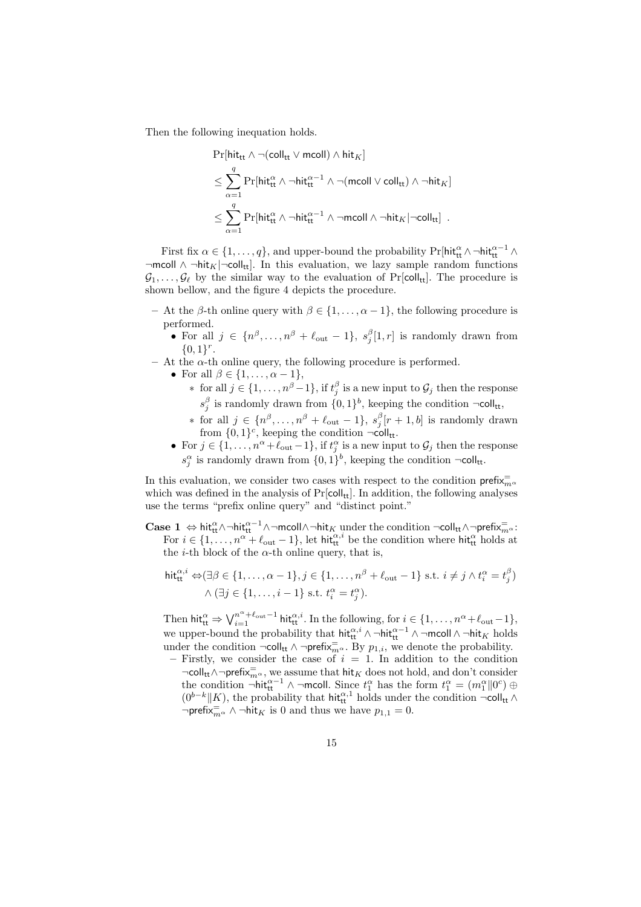Then the following inequation holds.

$$
\begin{aligned}
&\Pr[\mathsf{hit}_{\mathsf{tt}} \wedge \neg(\mathsf{coll}_{\mathsf{tt}} \vee \mathsf{mcoll}) \wedge \mathsf{hit}_K] \\
&\leq \sum_{\alpha=1}^{q} \Pr[\mathsf{hit}_{\mathsf{tt}}^{\alpha} \wedge \neg\mathsf{hit}_{\mathsf{tt}}^{\alpha-1} \wedge \neg(\mathsf{mcoll} \vee \mathsf{coll}_{\mathsf{tt}}) \wedge \neg\mathsf{hit}_K] \\
&\leq \sum_{\alpha=1}^{q} \Pr[\mathsf{hit}_{\mathsf{tt}}^{\alpha} \wedge \neg\mathsf{hit}_{\mathsf{tt}}^{\alpha-1} \wedge \neg\mathsf{mcoll} \wedge \neg\mathsf{hit}_K | \neg\mathsf{coll}_{\mathsf{tt}}] \enspace .
\end{aligned}
$$

First fix $\alpha \in \{1, \ldots, q\}$, and upper-bound the probability $\Pr[\mathsf{hit}_{\mathsf{tt}}^{\alpha} \wedge \neg\mathsf{hit}_{\mathsf{tt}}^{\alpha-1} \wedge \neg\mathsf{mcoll} \wedge \neg\mathsf{hit}_K | \neg\mathsf{coll}_{\mathsf{tt}}]$. In this evaluation, we lazy sample random functions $\mathcal{G}_1, \ldots, \mathcal{G}_\ell$ by the similar way to the evaluation of $\Pr[\mathsf{coll}_{\mathsf{tt}}]$. The procedure is shown bellow, and the figure 4 depicts the procedure.

- At the $\beta$-th online query with $\beta \in \{1, \ldots, \alpha - 1\}$, the following procedure is performed.
  - For all $j \in \{n^\beta, \ldots, n^\beta + \ell_{\mathrm{out}} - 1\}$, $s_j^\beta[1, r]$ is randomly drawn from $\{0,1\}^r$.
- At the $\alpha$-th online query, the following procedure is performed.
  - For all $\beta \in \{1, \ldots, \alpha - 1\}$,
    - for all $j \in \{1, \ldots, n^\beta - 1\}$, if $t_j^\beta$ is a new input to $\mathcal{G}_j$ then the response $s_j^\beta$ is randomly drawn from $\{0,1\}^b$, keeping the condition $\neg\mathsf{coll}_{\mathsf{tt}}$,
    - for all $j \in \{n^\beta, \ldots, n^\beta + \ell_{\mathrm{out}} - 1\}$, $s_j^\beta[r+1, b]$ is randomly drawn from $\{0,1\}^c$, keeping the condition $\neg\mathsf{coll}_{\mathsf{tt}}$.
  - For $j \in \{1, \ldots, n^\alpha + \ell_{\mathrm{out}} - 1\}$, if $t_j^\alpha$ is a new input to $\mathcal{G}_j$ then the response $s_j^\alpha$ is randomly drawn from $\{0,1\}^b$, keeping the condition $\neg\mathsf{coll}_{\mathsf{tt}}$.

In this evaluation, we consider two cases with respect to the condition $\mathsf{prefix}_{m^\alpha}^{=}$ which was defined in the analysis of $\Pr[\mathsf{coll}_{\mathsf{tt}}]$. In addition, the following analyses use the terms "prefix online query" and "distinct point."

**Case 1** $\Leftrightarrow \mathsf{hit}_{\mathsf{tt}}^{\alpha} \wedge \neg\mathsf{hit}_{\mathsf{tt}}^{\alpha-1} \wedge \neg\mathsf{mcoll} \wedge \neg\mathsf{hit}_K$ under the condition $\neg\mathsf{coll}_{\mathsf{tt}} \wedge \neg\mathsf{prefix}_{m^\alpha}^{=}$: For $i \in \{1, \ldots, n^\alpha + \ell_{\mathrm{out}} - 1\}$, let $\mathsf{hit}_{\mathsf{tt}}^{\alpha,i}$ be the condition where $\mathsf{hit}_{\mathsf{tt}}^{\alpha}$ holds at the $i$-th block of the $\alpha$-th online query, that is,

$$
\begin{aligned}
\mathsf{hit}_{\mathsf{tt}}^{\alpha,i} \Leftrightarrow &(\exists \beta \in \{1, \ldots, \alpha - 1\}, j \in \{1, \ldots, n^\beta + \ell_{\mathrm{out}} - 1\} \text{ s.t. } i \neq j \wedge t_i^\alpha = t_j^\beta) \\
&\wedge (\exists j \in \{1, \ldots, i-1\} \text{ s.t. } t_i^\alpha = t_j^\alpha).
\end{aligned}
$$

Then $\mathsf{hit}_{\mathsf{tt}}^{\alpha} \Rightarrow \bigvee_{i=1}^{n^\alpha + \ell_{\mathrm{out}} - 1} \mathsf{hit}_{\mathsf{tt}}^{\alpha,i}$. In the following, for $i \in \{1, \ldots, n^\alpha + \ell_{\mathrm{out}} - 1\}$, we upper-bound the probability that $\mathsf{hit}_{\mathsf{tt}}^{\alpha,i} \wedge \neg\mathsf{hit}_{\mathsf{tt}}^{\alpha-1} \wedge \neg\mathsf{mcoll} \wedge \neg\mathsf{hit}_K$ holds under the condition $\neg\mathsf{coll}_{\mathsf{tt}} \wedge \neg\mathsf{prefix}_{m^\alpha}^{=}$. By $p_{1,i}$, we denote the probability.

- Firstly, we consider the case of $i = 1$. In addition to the condition $\neg\mathsf{coll}_{\mathsf{tt}} \wedge \neg\mathsf{prefix}_{m^\alpha}^{=}$, we assume that $\mathsf{hit}_K$ does not hold, and don't consider the condition $\neg\mathsf{hit}_{\mathsf{tt}}^{\alpha-1} \wedge \neg\mathsf{mcoll}$. Since $t_1^\alpha$ has the form $t_1^\alpha = (m_1^\alpha \| 0^c) \oplus (0^{b-k} \| K)$, the probability that $\mathsf{hit}_{\mathsf{tt}}^{\alpha,1}$ holds under the condition $\neg\mathsf{coll}_{\mathsf{tt}} \wedge \neg\mathsf{prefix}_{m^\alpha}^{=} \wedge \neg\mathsf{hit}_K$ is 0 and thus we have $p_{1,1} = 0$.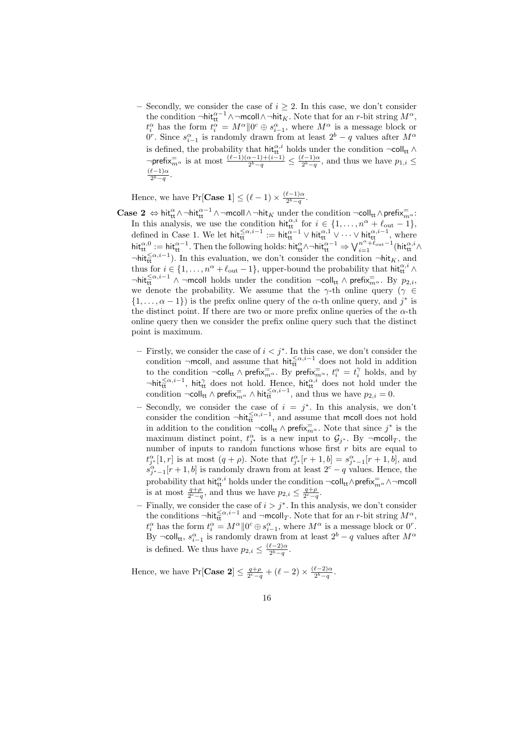- Secondly, we consider the case of $i \geq 2$. In this case, we don't consider the condition $\neg\mathsf{hit}_{\mathsf{tt}}^{\alpha-1} \wedge \neg\mathsf{mcoll} \wedge \neg\mathsf{hit}_K$. Note that for an $r$-bit string $M^\alpha$, $t_i^\alpha$ has the form $t_i^\alpha = M^\alpha \| 0^c \oplus s_{i-1}^\alpha$, where $M^\alpha$ is a message block or $0^r$. Since $s_{i-1}^\alpha$ is randomly drawn from at least $2^b - q$ values after $M^\alpha$ is defined, the probability that $\mathsf{hit}_{\mathsf{tt}}^{\alpha,i}$ holds under the condition $\neg\mathsf{coll}_{\mathsf{tt}} \wedge \neg\mathsf{prefix}_{m^\alpha}^{=}$ is at most $\frac{(\ell-1)(\alpha-1)+(i-1)}{2^b-q} \leq \frac{(\ell-1)\alpha}{2^b-q}$, and thus we have $p_{1,i} \leq \frac{(\ell-1)\alpha}{2^b-q}$.

Hence, we have $\Pr[\textbf{Case 1}] \leq (\ell-1) \times \frac{(\ell-1)\alpha}{2^b-q}$.

**Case 2** $\Leftrightarrow \mathsf{hit}_{\mathsf{tt}}^{\alpha} \wedge \neg\mathsf{hit}_{\mathsf{tt}}^{\alpha-1} \wedge \neg\mathsf{mcoll} \wedge \neg\mathsf{hit}_K$ under the condition $\neg\mathsf{coll}_{\mathsf{tt}} \wedge \mathsf{prefix}_{m^\alpha}^{=}$: In this analysis, we use the condition $\mathsf{hit}_{\mathsf{tt}}^{\alpha,i}$ for $i \in \{1, \ldots, n^\alpha + \ell_{\mathrm{out}} - 1\}$, defined in Case 1. We let $\mathsf{hit}_{\mathsf{tt}}^{\leq\alpha,i-1} := \mathsf{hit}_{\mathsf{tt}}^{\alpha-1} \vee \mathsf{hit}_{\mathsf{tt}}^{\alpha,1} \vee \cdots \vee \mathsf{hit}_{\mathsf{tt}}^{\alpha,i-1}$, where $\mathsf{hit}_{\mathsf{tt}}^{\alpha,0} := \mathsf{hit}_{\mathsf{tt}}^{\alpha-1}$. Then the following holds: $\mathsf{hit}_{\mathsf{tt}}^{\alpha} \wedge \neg\mathsf{hit}_{\mathsf{tt}}^{\alpha-1} \Rightarrow \bigvee_{i=1}^{n^\alpha+\ell_{\mathrm{out}}-1}(\mathsf{hit}_{\mathsf{tt}}^{\alpha,i} \wedge \neg\mathsf{hit}_{\mathsf{tt}}^{\leq\alpha,i-1})$. In this evaluation, we don't consider the condition $\neg\mathsf{hit}_K$, and thus for $i \in \{1, \ldots, n^\alpha + \ell_{\mathrm{out}} - 1\}$, upper-bound the probability that $\mathsf{hit}_{\mathsf{tt}}^{\alpha,i} \wedge \neg\mathsf{hit}_{\mathsf{tt}}^{\leq\alpha,i-1} \wedge \neg\mathsf{mcoll}$ holds under the condition $\neg\mathsf{coll}_{\mathsf{tt}} \wedge \mathsf{prefix}_{m^\alpha}^{=}$. By $p_{2,i}$, we denote the probability. We assume that the $\gamma$-th online query ($\gamma \in \{1, \ldots, \alpha-1\}$) is the prefix online query of the $\alpha$-th online query, and $j^*$ is the distinct point. If there are two or more prefix online queries of the $\alpha$-th online query then we consider the prefix online query such that the distinct point is maximum.

- Firstly, we consider the case of $i < j^*$. In this case, we don't consider the condition $\neg\mathsf{mcoll}$, and assume that $\mathsf{hit}_{\mathsf{tt}}^{\leq\alpha,i-1}$ does not hold in addition to the condition $\neg\mathsf{coll}_{\mathsf{tt}} \wedge \mathsf{prefix}_{m^\alpha}^{=}$. By $\mathsf{prefix}_{m^\alpha}^{=}$, $t_i^\alpha = t_i^\gamma$ holds, and by $\neg\mathsf{hit}_{\mathsf{tt}}^{\leq\alpha,i-1}$, $\mathsf{hit}_{\mathsf{tt}}^{\gamma}$ does not hold. Hence, $\mathsf{hit}_{\mathsf{tt}}^{\alpha,i}$ does not hold under the condition $\neg\mathsf{coll}_{\mathsf{tt}} \wedge \mathsf{prefix}_{m^\alpha}^{=} \wedge \mathsf{hit}_{\mathsf{tt}}^{\leq\alpha,i-1}$, and thus we have $p_{2,i} = 0$.
- Secondly, we consider the case of $i = j^*$. In this analysis, we don't consider the condition $\neg\mathsf{hit}_{\mathsf{tt}}^{\leq\alpha,i-1}$, and assume that $\mathsf{mcoll}$ does not hold in addition to the condition $\neg\mathsf{coll}_{\mathsf{tt}} \wedge \mathsf{prefix}_{m^\alpha}^{=}$. Note that since $j^*$ is the maximum distinct point, $t_{j^*}^\alpha$ is a new input to $\mathcal{G}_{j^*}$. By $\neg\mathsf{mcoll}_T$, the number of inputs to random functions whose first $r$ bits are equal to $t_{j^*}^\alpha[1,r]$ is at most $(q+\rho)$. Note that $t_{j^*}^\alpha[r+1,b] = s_{j^*-1}^\alpha[r+1,b]$, and $s_{j^*-1}^\alpha[r+1,b]$ is randomly drawn from at least $2^c - q$ values. Hence, the probability that $\mathsf{hit}_{\mathsf{tt}}^{\alpha,i}$ holds under the condition $\neg\mathsf{coll}_{\mathsf{tt}} \wedge \mathsf{prefix}_{m^\alpha}^{=} \wedge \neg\mathsf{mcoll}$ is at most $\frac{q+\rho}{2^c-q}$, and thus we have $p_{2,i} \leq \frac{q+\rho}{2^c-q}$.
- Finally, we consider the case of $i > j^*$. In this analysis, we don't consider the conditions $\neg\mathsf{hit}_{\mathsf{tt}}^{\leq\alpha,i-1}$ and $\neg\mathsf{mcoll}_T$. Note that for an $r$-bit string $M^\alpha$, $t_i^\alpha$ has the form $t_i^\alpha = M^\alpha \| 0^c \oplus s_{i-1}^\alpha$, where $M^\alpha$ is a message block or $0^r$. By $\neg\mathsf{coll}_{\mathsf{tt}}$, $s_{i-1}^\alpha$ is randomly drawn from at least $2^b - q$ values after $M^\alpha$ is defined. We thus have $p_{2,i} \leq \frac{(\ell-2)\alpha}{2^b-q}$.

Hence, we have $\Pr[\textbf{Case 2}] \leq \frac{q+\rho}{2^c-q} + (\ell-2) \times \frac{(\ell-2)\alpha}{2^b-q}$.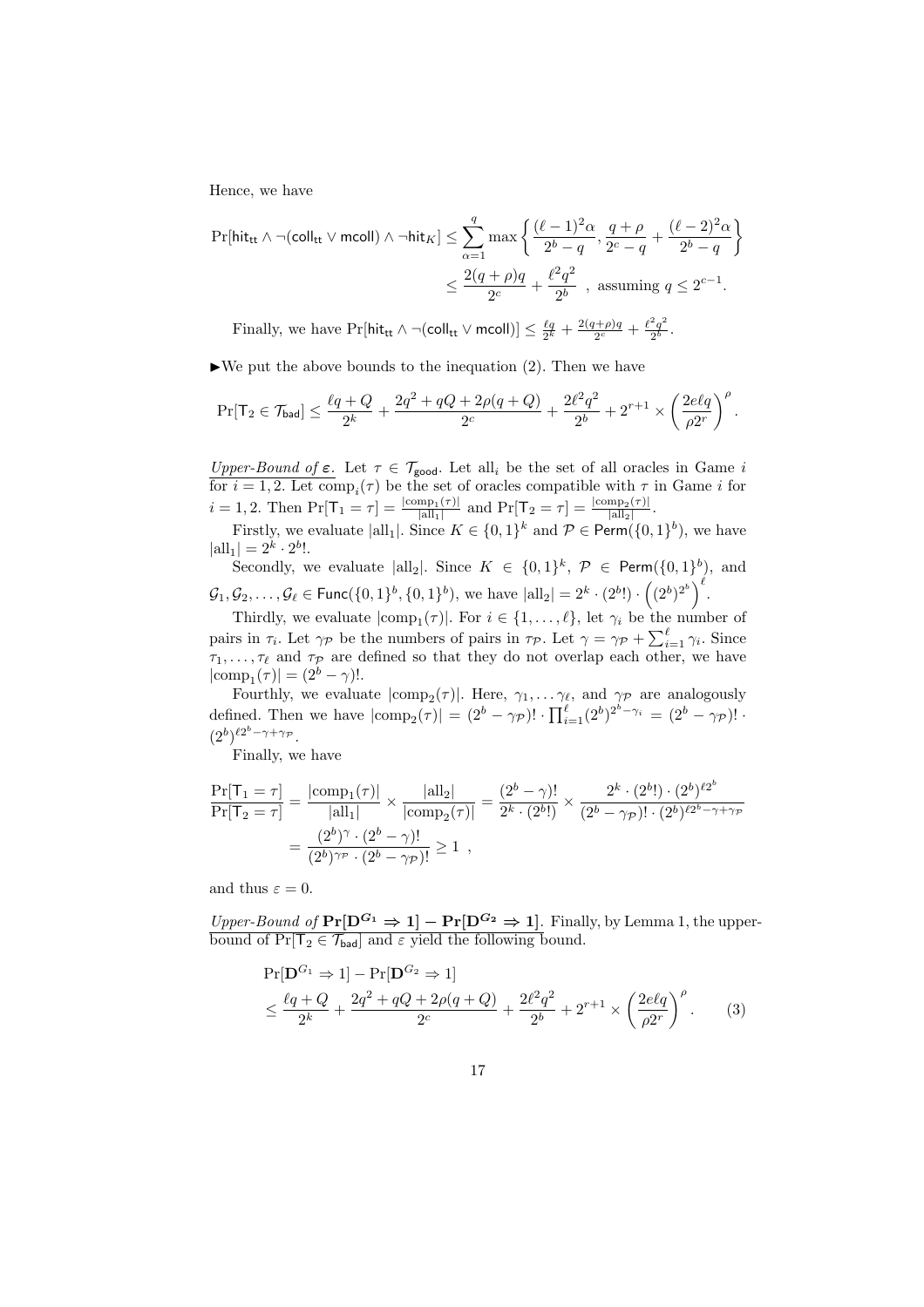Hence, we have

$$\Pr[\mathsf{hit_{tt}} \wedge \neg(\mathsf{coll_{tt}} \vee \mathsf{mcoll}) \wedge \neg\mathsf{hit}_K] \leq \sum_{\alpha=1}^{q} \max\left\{ \frac{(\ell-1)^2\alpha}{2^b - q}, \frac{q+\rho}{2^c - q} + \frac{(\ell-2)^2\alpha}{2^b - q} \right\}$$
$$\leq \frac{2(q+\rho)q}{2^c} + \frac{\ell^2 q^2}{2^b} \text{ , assuming } q \leq 2^{c-1}.$$

Finally, we have $\Pr[\mathsf{hit_{tt}} \wedge \neg(\mathsf{coll_{tt}} \vee \mathsf{mcoll})] \leq \frac{\ell q}{2^k} + \frac{2(q+\rho)q}{2^c} + \frac{\ell^2 q^2}{2^b}$.

►We put the above bounds to the inequation (2). Then we have

$$\Pr[\mathsf{T}_2 \in \mathcal{T}_{\mathsf{bad}}] \leq \frac{\ell q + Q}{2^k} + \frac{2q^2 + qQ + 2\rho(q+Q)}{2^c} + \frac{2\ell^2 q^2}{2^b} + 2^{r+1} \times \left(\frac{2e\ell q}{\rho 2^r}\right)^{\rho}.$$

*Upper-Bound of* $\boldsymbol{\varepsilon}$. Let $\tau \in \mathcal{T}_{\mathsf{good}}$. Let $\mathrm{all}_i$ be the set of all oracles in Game $i$ for $i = 1, 2$. Let $\mathrm{comp}_i(\tau)$ be the set of oracles compatible with $\tau$ in Game $i$ for $i = 1, 2$. Then $\Pr[\mathsf{T}_1 = \tau] = \frac{|\mathrm{comp}_1(\tau)|}{|\mathrm{all}_1|}$ and $\Pr[\mathsf{T}_2 = \tau] = \frac{|\mathrm{comp}_2(\tau)|}{|\mathrm{all}_2|}$.

Firstly, we evaluate $|\mathrm{all}_1|$. Since $K \in \{0,1\}^k$ and $\mathcal{P} \in \mathsf{Perm}(\{0,1\}^b)$, we have $|\mathrm{all}_1| = 2^k \cdot 2^b!$.

Secondly, we evaluate $|\mathrm{all}_2|$. Since $K \in \{0,1\}^k$, $\mathcal{P} \in \mathsf{Perm}(\{0,1\}^b)$, and $\mathcal{G}_1, \mathcal{G}_2, \ldots, \mathcal{G}_\ell \in \mathsf{Func}(\{0,1\}^b, \{0,1\}^b)$, we have $|\mathrm{all}_2| = 2^k \cdot (2^b!) \cdot \left((2^b)^{2^b}\right)^{\ell}$.

Thirdly, we evaluate $|\mathrm{comp}_1(\tau)|$. For $i \in \{1, \ldots, \ell\}$, let $\gamma_i$ be the number of pairs in $\tau_i$. Let $\gamma_{\mathcal{P}}$ be the numbers of pairs in $\tau_{\mathcal{P}}$. Let $\gamma = \gamma_{\mathcal{P}} + \sum_{i=1}^{\ell} \gamma_i$. Since $\tau_1, \ldots, \tau_\ell$ and $\tau_{\mathcal{P}}$ are defined so that they do not overlap each other, we have $|\mathrm{comp}_1(\tau)| = (2^b - \gamma)!$.

Fourthly, we evaluate $|\mathrm{comp}_2(\tau)|$. Here, $\gamma_1, \ldots \gamma_\ell$, and $\gamma_{\mathcal{P}}$ are analogously defined. Then we have $|\mathrm{comp}_2(\tau)| = (2^b - \gamma_{\mathcal{P}})! \cdot \prod_{i=1}^{\ell} (2^b)^{2^b - \gamma_i} = (2^b - \gamma_{\mathcal{P}})! \cdot (2^b)^{\ell 2^b - \gamma + \gamma_{\mathcal{P}}}$.

Finally, we have

$$\frac{\Pr[\mathsf{T}_1 = \tau]}{\Pr[\mathsf{T}_2 = \tau]} = \frac{|\mathrm{comp}_1(\tau)|}{|\mathrm{all}_1|} \times \frac{|\mathrm{all}_2|}{|\mathrm{comp}_2(\tau)|} = \frac{(2^b - \gamma)!}{2^k \cdot (2^b!)} \times \frac{2^k \cdot (2^b!) \cdot (2^b)^{\ell 2^b}}{(2^b - \gamma_{\mathcal{P}})! \cdot (2^b)^{\ell 2^b - \gamma + \gamma_{\mathcal{P}}}}$$
$$= \frac{(2^b)^{\gamma} \cdot (2^b - \gamma)!}{(2^b)^{\gamma_{\mathcal{P}}} \cdot (2^b - \gamma_{\mathcal{P}})!} \geq 1 \ ,$$

and thus $\varepsilon = 0$.

*Upper-Bound of* $\mathbf{Pr[D^{G_1} \Rightarrow 1] - Pr[D^{G_2} \Rightarrow 1]}$. Finally, by Lemma 1, the upper-bound of $\Pr[\mathsf{T}_2 \in \mathcal{T}_{\mathsf{bad}}]$ and $\varepsilon$ yield the following bound.

$$\Pr[\mathbf{D}^{G_1} \Rightarrow 1] - \Pr[\mathbf{D}^{G_2} \Rightarrow 1]$$
$$\leq \frac{\ell q + Q}{2^k} + \frac{2q^2 + qQ + 2\rho(q+Q)}{2^c} + \frac{2\ell^2 q^2}{2^b} + 2^{r+1} \times \left(\frac{2e\ell q}{\rho 2^r}\right)^{\rho}. \tag{3}$$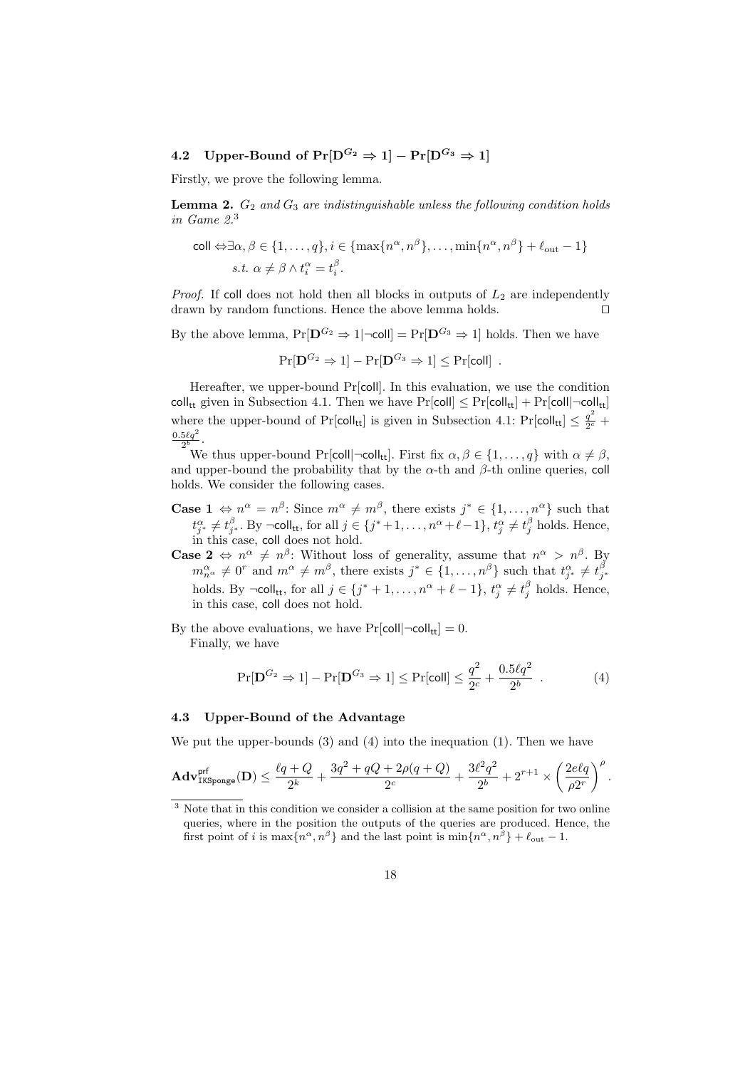### 4.2 Upper-Bound of $\Pr[\mathbf{D}^{G_2} \Rightarrow 1] - \Pr[\mathbf{D}^{G_3} \Rightarrow 1]$

Firstly, we prove the following lemma.

**Lemma 2.** *$G_2$ and $G_3$ are indistinguishable unless the following condition holds in Game 2.*[3]

$$\begin{aligned}\mathsf{coll} \Leftrightarrow & \exists \alpha, \beta \in \{1, \ldots, q\}, i \in \{\max\{n^\alpha, n^\beta\}, \ldots, \min\{n^\alpha, n^\beta\} + \ell_{\mathrm{out}} - 1\} \\ & s.t.\ \alpha \neq \beta \wedge t_i^\alpha = t_i^\beta .\end{aligned}$$

*Proof.* If $\mathsf{coll}$ does not hold then all blocks in outputs of $L_2$ are independently drawn by random functions. Hence the above lemma holds. $\square$

By the above lemma, $\Pr[\mathbf{D}^{G_2} \Rightarrow 1 | \neg\mathsf{coll}] = \Pr[\mathbf{D}^{G_3} \Rightarrow 1]$ holds. Then we have

$$\Pr[\mathbf{D}^{G_2} \Rightarrow 1] - \Pr[\mathbf{D}^{G_3} \Rightarrow 1] \leq \Pr[\mathsf{coll}] \ .$$

Hereafter, we upper-bound $\Pr[\mathsf{coll}]$. In this evaluation, we use the condition $\mathsf{coll}_{\mathsf{tt}}$ given in Subsection 4.1. Then we have $\Pr[\mathsf{coll}] \leq \Pr[\mathsf{coll}_{\mathsf{tt}}] + \Pr[\mathsf{coll} | \neg\mathsf{coll}_{\mathsf{tt}}]$ where the upper-bound of $\Pr[\mathsf{coll}_{\mathsf{tt}}]$ is given in Subsection 4.1: $\Pr[\mathsf{coll}_{\mathsf{tt}}] \leq \frac{q^2}{2^c} + \frac{0.5\ell q^2}{2^b}$.

We thus upper-bound $\Pr[\mathsf{coll} | \neg\mathsf{coll}_{\mathsf{tt}}]$. First fix $\alpha, \beta \in \{1, \ldots, q\}$ with $\alpha \neq \beta$, and upper-bound the probability that by the $\alpha$-th and $\beta$-th online queries, $\mathsf{coll}$ holds. We consider the following cases.

- **Case 1** $\Leftrightarrow n^\alpha = n^\beta$: Since $m^\alpha \neq m^\beta$, there exists $j^* \in \{1, \ldots, n^\alpha\}$ such that $t_{j^*}^\alpha \neq t_{j^*}^\beta$. By $\neg\mathsf{coll}_{\mathsf{tt}}$, for all $j \in \{j^*+1, \ldots, n^\alpha + \ell - 1\}$, $t_j^\alpha \neq t_j^\beta$ holds. Hence, in this case, $\mathsf{coll}$ does not hold.
- **Case 2** $\Leftrightarrow n^\alpha \neq n^\beta$: Without loss of generality, assume that $n^\alpha > n^\beta$. By $m_{n^\alpha}^\alpha \neq 0^r$ and $m^\alpha \neq m^\beta$, there exists $j^* \in \{1, \ldots, n^\beta\}$ such that $t_{j^*}^\alpha \neq t_{j^*}^\beta$ holds. By $\neg\mathsf{coll}_{\mathsf{tt}}$, for all $j \in \{j^* + 1, \ldots, n^\alpha + \ell - 1\}$, $t_j^\alpha \neq t_j^\beta$ holds. Hence, in this case, $\mathsf{coll}$ does not hold.

By the above evaluations, we have $\Pr[\mathsf{coll} | \neg\mathsf{coll}_{\mathsf{tt}}] = 0$.

Finally, we have

$$\Pr[\mathbf{D}^{G_2} \Rightarrow 1] - \Pr[\mathbf{D}^{G_3} \Rightarrow 1] \leq \Pr[\mathsf{coll}] \leq \frac{q^2}{2^c} + \frac{0.5\ell q^2}{2^b} \ . \tag{4}$$

### 4.3 Upper-Bound of the Advantage

We put the upper-bounds (3) and (4) into the inequation (1). Then we have

$$\mathbf{Adv}^{\mathsf{prf}}_{\mathtt{IKSponge}}(\mathbf{D}) \leq \frac{\ell q + Q}{2^k} + \frac{3q^2 + qQ + 2\rho(q+Q)}{2^c} + \frac{3\ell^2 q^2}{2^b} + 2^{r+1} \times \left(\frac{2e\ell q}{\rho 2^r}\right)^\rho .$$

[3] Note that in this condition we consider a collision at the same position for two online queries, where in the position the outputs of the queries are produced. Hence, the first point of $i$ is $\max\{n^\alpha, n^\beta\}$ and the last point is $\min\{n^\alpha, n^\beta\} + \ell_{\mathrm{out}} - 1$.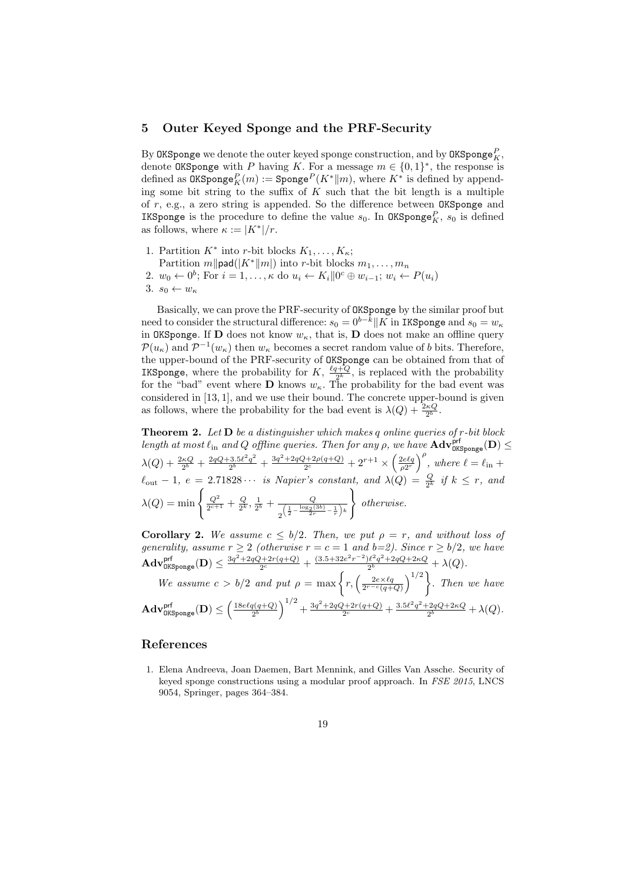## 5 Outer Keyed Sponge and the PRF-Security

By $\texttt{OKSponge}$ we denote the outer keyed sponge construction, and by $\texttt{OKSponge}_K^P$, denote $\texttt{OKSponge}$ with $P$ having $K$. For a message $m \in \{0,1\}^*$, the response is defined as $\texttt{OKSponge}_K^P(m) := \texttt{Sponge}^P(K^* \| m)$, where $K^*$ is defined by appending some bit string to the suffix of $K$ such that the bit length is a multiple of $r$, e.g., a zero string is appended. So the difference between $\texttt{OKSponge}$ and $\texttt{IKSponge}$ is the procedure to define the value $s_0$. In $\texttt{OKSponge}_K^P$, $s_0$ is defined as follows, where $\kappa := |K^*|/r$.

1. Partition $K^*$ into $r$-bit blocks $K_1, \ldots, K_\kappa$;
   Partition $m \| \mathsf{pad}(|K^* \| m|)$ into $r$-bit blocks $m_1, \ldots, m_n$
2. $w_0 \leftarrow 0^b$; For $i = 1, \ldots, \kappa$ do $u_i \leftarrow K_i \| 0^c \oplus w_{i-1}$; $w_i \leftarrow P(u_i)$
3. $s_0 \leftarrow w_\kappa$

Basically, we can prove the PRF-security of $\texttt{OKSponge}$ by the similar proof but need to consider the structural difference: $s_0 = 0^{b-k} \| K$ in $\texttt{IKSponge}$ and $s_0 = w_\kappa$ in $\texttt{OKSponge}$. If $\mathbf{D}$ does not know $w_\kappa$, that is, $\mathbf{D}$ does not make an offline query $\mathcal{P}(u_\kappa)$ and $\mathcal{P}^{-1}(w_\kappa)$ then $w_\kappa$ becomes a secret random value of $b$ bits. Therefore, the upper-bound of the PRF-security of $\texttt{OKSponge}$ can be obtained from that of $\texttt{IKSponge}$, where the probability for $K$, $\frac{\ell q + Q}{2^k}$, is replaced with the probability for the "bad" event where $\mathbf{D}$ knows $w_\kappa$. The probability for the bad event was considered in [13, 1], and we use their bound. The concrete upper-bound is given as follows, where the probability for the bad event is $\lambda(Q) + \frac{2\kappa Q}{2^b}$.

**Theorem 2.** *Let $\mathbf{D}$ be a distinguisher which makes $q$ online queries of $r$-bit block length at most $\ell_{\mathrm{in}}$ and $Q$ offline queries. Then for any $\rho$, we have* $\mathbf{Adv}^{\mathsf{prf}}_{\texttt{OKSponge}}(\mathbf{D}) \leq \lambda(Q) + \frac{2\kappa Q}{2^b} + \frac{2qQ + 3.5\ell^2 q^2}{2^b} + \frac{3q^2 + 2qQ + 2\rho(q+Q)}{2^c} + 2^{r+1} \times \left(\frac{2e\ell q}{\rho 2^r}\right)^\rho$*, where $\ell = \ell_{\mathrm{in}} + \ell_{\mathrm{out}} - 1$, $e = 2.71828\cdots$ is Napier's constant, and $\lambda(Q) = \frac{Q}{2^k}$ if $k \leq r$, and* $\lambda(Q) = \min\left\{ \frac{Q^2}{2^{c+1}} + \frac{Q}{2^k}, \frac{1}{2^b} + \frac{Q}{2^{\left(\frac{1}{2} - \frac{\log_2(3b)}{2r} - \frac{1}{r}\right)k}} \right\}$ *otherwise.*

**Corollary 2.** *We assume $c \leq b/2$. Then, we put $\rho = r$, and without loss of generality, assume $r \geq 2$ (otherwise $r = c = 1$ and $b$=2). Since $r \geq b/2$, we have* $\mathbf{Adv}^{\mathsf{prf}}_{\texttt{OKSponge}}(\mathbf{D}) \leq \frac{3q^2 + 2qQ + 2r(q+Q)}{2^c} + \frac{(3.5 + 32e^2 r^{-2})\ell^2 q^2 + 2qQ + 2\kappa Q}{2^b} + \lambda(Q)$.

*We assume $c > b/2$ and put* $\rho = \max\left\{ r, \left(\frac{2e \times \ell q}{2^{r-c}(q+Q)}\right)^{1/2} \right\}$*. Then we have* $\mathbf{Adv}^{\mathsf{prf}}_{\texttt{OKSponge}}(\mathbf{D}) \leq \left(\frac{18e\ell q(q+Q)}{2^b}\right)^{1/2} + \frac{3q^2 + 2qQ + 2r(q+Q)}{2^c} + \frac{3.5\ell^2 q^2 + 2qQ + 2\kappa Q}{2^b} + \lambda(Q)$.

## References

1. Elena Andreeva, Joan Daemen, Bart Mennink, and Gilles Van Assche. Security of keyed sponge constructions using a modular proof approach. In *FSE 2015*, LNCS 9054, Springer, pages 364–384.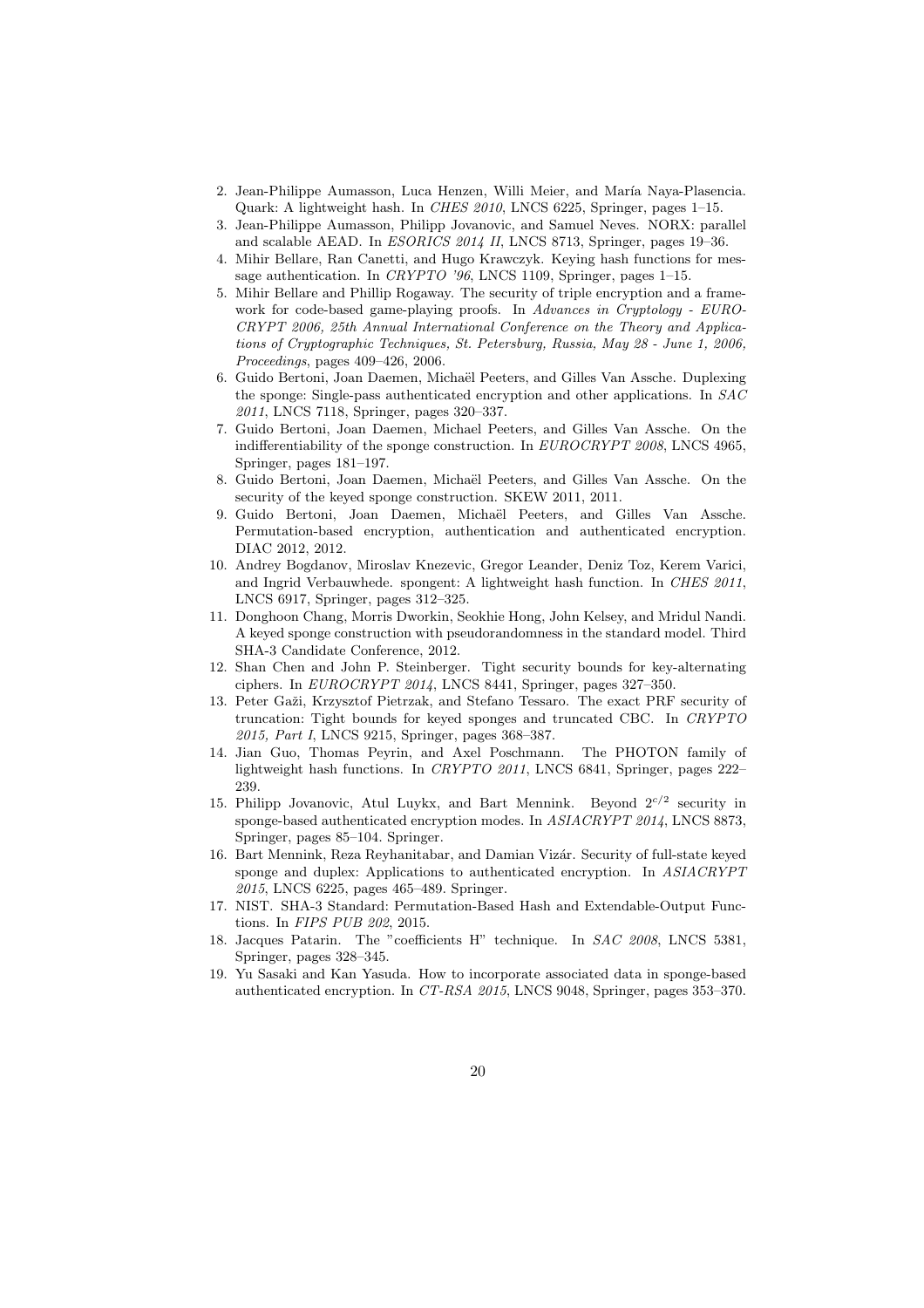2. Jean-Philippe Aumasson, Luca Henzen, Willi Meier, and María Naya-Plasencia. Quark: A lightweight hash. In *CHES 2010*, LNCS 6225, Springer, pages 1–15.
3. Jean-Philippe Aumasson, Philipp Jovanovic, and Samuel Neves. NORX: parallel and scalable AEAD. In *ESORICS 2014 II*, LNCS 8713, Springer, pages 19–36.
4. Mihir Bellare, Ran Canetti, and Hugo Krawczyk. Keying hash functions for message authentication. In *CRYPTO '96*, LNCS 1109, Springer, pages 1–15.
5. Mihir Bellare and Phillip Rogaway. The security of triple encryption and a framework for code-based game-playing proofs. In *Advances in Cryptology - EUROCRYPT 2006, 25th Annual International Conference on the Theory and Applications of Cryptographic Techniques, St. Petersburg, Russia, May 28 - June 1, 2006, Proceedings*, pages 409–426, 2006.
6. Guido Bertoni, Joan Daemen, Michaël Peeters, and Gilles Van Assche. Duplexing the sponge: Single-pass authenticated encryption and other applications. In *SAC 2011*, LNCS 7118, Springer, pages 320–337.
7. Guido Bertoni, Joan Daemen, Michael Peeters, and Gilles Van Assche. On the indifferentiability of the sponge construction. In *EUROCRYPT 2008*, LNCS 4965, Springer, pages 181–197.
8. Guido Bertoni, Joan Daemen, Michaël Peeters, and Gilles Van Assche. On the security of the keyed sponge construction. SKEW 2011, 2011.
9. Guido Bertoni, Joan Daemen, Michaël Peeters, and Gilles Van Assche. Permutation-based encryption, authentication and authenticated encryption. DIAC 2012, 2012.
10. Andrey Bogdanov, Miroslav Knezevic, Gregor Leander, Deniz Toz, Kerem Varici, and Ingrid Verbauwhede. spongent: A lightweight hash function. In *CHES 2011*, LNCS 6917, Springer, pages 312–325.
11. Donghoon Chang, Morris Dworkin, Seokhie Hong, John Kelsey, and Mridul Nandi. A keyed sponge construction with pseudorandomness in the standard model. Third SHA-3 Candidate Conference, 2012.
12. Shan Chen and John P. Steinberger. Tight security bounds for key-alternating ciphers. In *EUROCRYPT 2014*, LNCS 8441, Springer, pages 327–350.
13. Peter Gaži, Krzysztof Pietrzak, and Stefano Tessaro. The exact PRF security of truncation: Tight bounds for keyed sponges and truncated CBC. In *CRYPTO 2015, Part I*, LNCS 9215, Springer, pages 368–387.
14. Jian Guo, Thomas Peyrin, and Axel Poschmann. The PHOTON family of lightweight hash functions. In *CRYPTO 2011*, LNCS 6841, Springer, pages 222–239.
15. Philipp Jovanovic, Atul Luykx, and Bart Mennink. Beyond $2^{c/2}$ security in sponge-based authenticated encryption modes. In *ASIACRYPT 2014*, LNCS 8873, Springer, pages 85–104. Springer.
16. Bart Mennink, Reza Reyhanitabar, and Damian Vizár. Security of full-state keyed sponge and duplex: Applications to authenticated encryption. In *ASIACRYPT 2015*, LNCS 6225, pages 465–489. Springer.
17. NIST. SHA-3 Standard: Permutation-Based Hash and Extendable-Output Functions. In *FIPS PUB 202*, 2015.
18. Jacques Patarin. The "coefficients H" technique. In *SAC 2008*, LNCS 5381, Springer, pages 328–345.
19. Yu Sasaki and Kan Yasuda. How to incorporate associated data in sponge-based authenticated encryption. In *CT-RSA 2015*, LNCS 9048, Springer, pages 353–370.